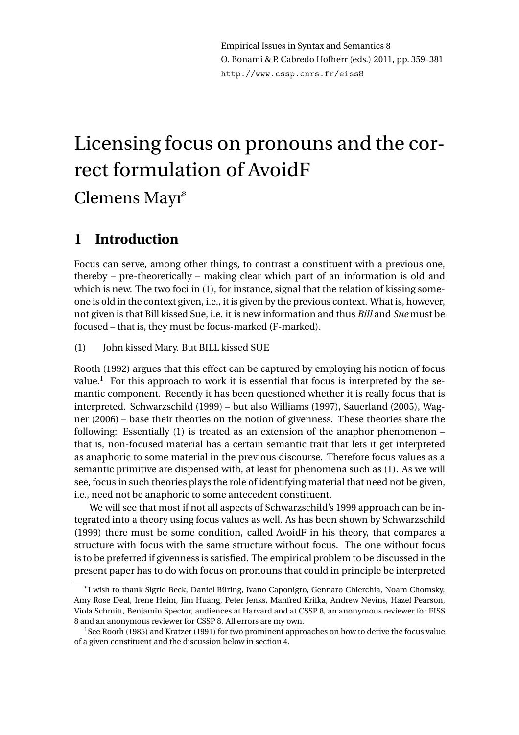Empirical Issues in Syntax and Semantics 8
O. Bonami & P. Cabredo Hofherr (eds.) 2011, pp. 359–381
http://www.cssp.cnrs.fr/eiss8

# Licensing focus on pronouns and the correct formulation of AvoidF

## Clemens Mayr[*]

## 1 Introduction

Focus can serve, among other things, to contrast a constituent with a previous one, thereby – pre-theoretically – making clear which part of an information is old and which is new. The two foci in (1), for instance, signal that the relation of kissing someone is old in the context given, i.e., it is given by the previous context. What is, however, not given is that Bill kissed Sue, i.e. it is new information and thus *Bill* and *Sue* must be focused – that is, they must be focus-marked (F-marked).

(1) John kissed Mary. But BILL kissed SUE

Rooth (1992) argues that this effect can be captured by employing his notion of focus value.[1] For this approach to work it is essential that focus is interpreted by the semantic component. Recently it has been questioned whether it is really focus that is interpreted. Schwarzschild (1999) – but also Williams (1997), Sauerland (2005), Wagner (2006) – base their theories on the notion of givenness. These theories share the following: Essentially (1) is treated as an extension of the anaphor phenomenon – that is, non-focused material has a certain semantic trait that lets it get interpreted as anaphoric to some material in the previous discourse. Therefore focus values as a semantic primitive are dispensed with, at least for phenomena such as (1). As we will see, focus in such theories plays the role of identifying material that need not be given, i.e., need not be anaphoric to some antecedent constituent.

We will see that most if not all aspects of Schwarzschild's 1999 approach can be integrated into a theory using focus values as well. As has been shown by Schwarzschild (1999) there must be some condition, called AvoidF in his theory, that compares a structure with focus with the same structure without focus. The one without focus is to be preferred if givenness is satisfied. The empirical problem to be discussed in the present paper has to do with focus on pronouns that could in principle be interpreted

---

[*] I wish to thank Sigrid Beck, Daniel Büring, Ivano Caponigro, Gennaro Chierchia, Noam Chomsky, Amy Rose Deal, Irene Heim, Jim Huang, Peter Jenks, Manfred Krifka, Andrew Nevins, Hazel Pearson, Viola Schmitt, Benjamin Spector, audiences at Harvard and at CSSP 8, an anonymous reviewer for EISS 8 and an anonymous reviewer for CSSP 8. All errors are my own.

[1] See Rooth (1985) and Kratzer (1991) for two prominent approaches on how to derive the focus value of a given constituent and the discussion below in section 4.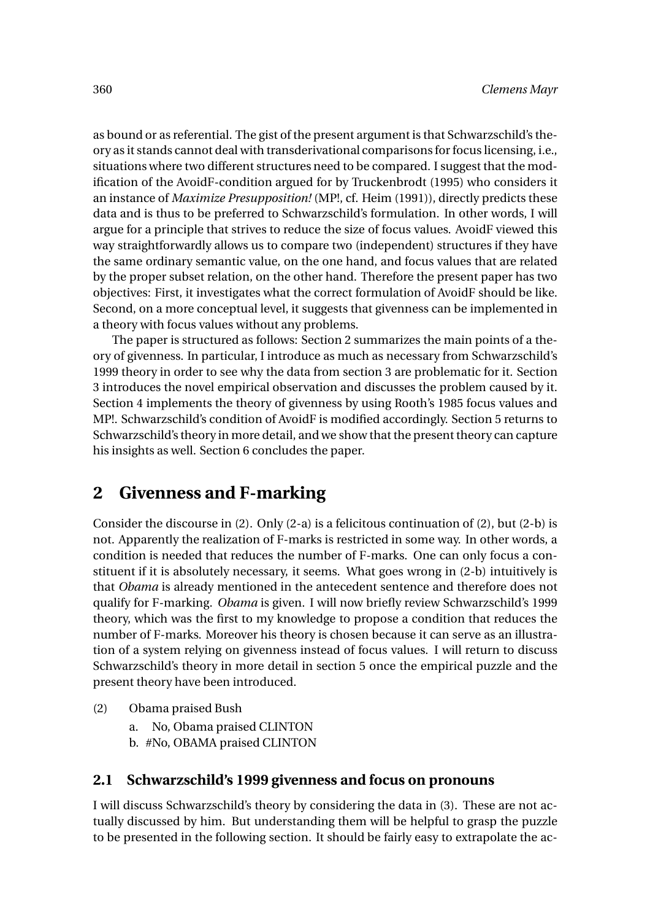as bound or as referential. The gist of the present argument is that Schwarzschild's theory as it stands cannot deal with transderivational comparisons for focus licensing, i.e., situations where two different structures need to be compared. I suggest that the modification of the AvoidF-condition argued for by Truckenbrodt (1995) who considers it an instance of *Maximize Presupposition!* (MP!, cf. Heim (1991)), directly predicts these data and is thus to be preferred to Schwarzschild's formulation. In other words, I will argue for a principle that strives to reduce the size of focus values. AvoidF viewed this way straightforwardly allows us to compare two (independent) structures if they have the same ordinary semantic value, on the one hand, and focus values that are related by the proper subset relation, on the other hand. Therefore the present paper has two objectives: First, it investigates what the correct formulation of AvoidF should be like. Second, on a more conceptual level, it suggests that givenness can be implemented in a theory with focus values without any problems.

The paper is structured as follows: Section 2 summarizes the main points of a theory of givenness. In particular, I introduce as much as necessary from Schwarzschild's 1999 theory in order to see why the data from section 3 are problematic for it. Section 3 introduces the novel empirical observation and discusses the problem caused by it. Section 4 implements the theory of givenness by using Rooth's 1985 focus values and MP!. Schwarzschild's condition of AvoidF is modified accordingly. Section 5 returns to Schwarzschild's theory in more detail, and we show that the present theory can capture his insights as well. Section 6 concludes the paper.

## 2 Givenness and F-marking

Consider the discourse in (2). Only (2-a) is a felicitous continuation of (2), but (2-b) is not. Apparently the realization of F-marks is restricted in some way. In other words, a condition is needed that reduces the number of F-marks. One can only focus a constituent if it is absolutely necessary, it seems. What goes wrong in (2-b) intuitively is that *Obama* is already mentioned in the antecedent sentence and therefore does not qualify for F-marking. *Obama* is given. I will now briefly review Schwarzschild's 1999 theory, which was the first to my knowledge to propose a condition that reduces the number of F-marks. Moreover his theory is chosen because it can serve as an illustration of a system relying on givenness instead of focus values. I will return to discuss Schwarzschild's theory in more detail in section 5 once the empirical puzzle and the present theory have been introduced.

(2) Obama praised Bush
  a. No, Obama praised CLINTON
  b. #No, OBAMA praised CLINTON

### 2.1 Schwarzschild's 1999 givenness and focus on pronouns

I will discuss Schwarzschild's theory by considering the data in (3). These are not actually discussed by him. But understanding them will be helpful to grasp the puzzle to be presented in the following section. It should be fairly easy to extrapolate the ac-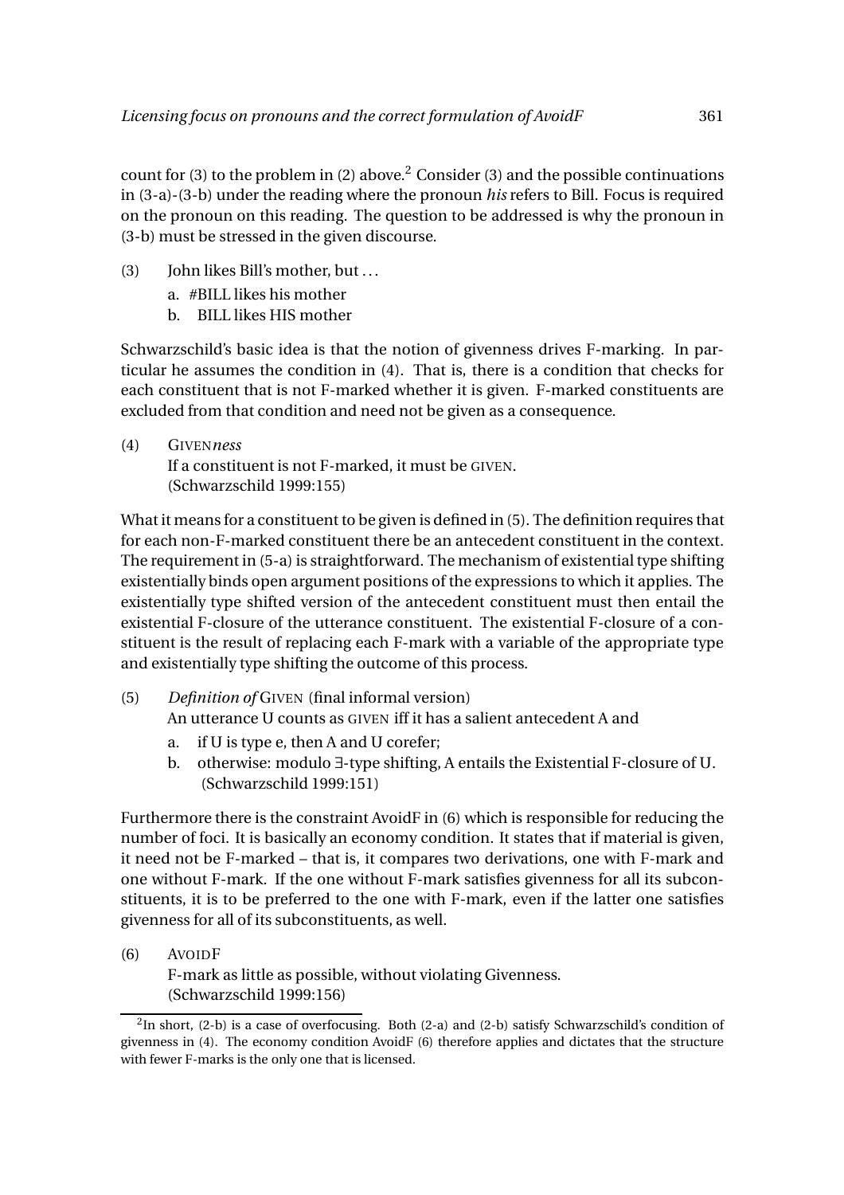count for (3) to the problem in (2) above.[2] Consider (3) and the possible continuations in (3-a)-(3-b) under the reading where the pronoun *his* refers to Bill. Focus is required on the pronoun on this reading. The question to be addressed is why the pronoun in (3-b) must be stressed in the given discourse.

(3) John likes Bill's mother, but ...
   a. #BILL likes his mother
   b. BILL likes HIS mother

Schwarzschild's basic idea is that the notion of givenness drives F-marking. In particular he assumes the condition in (4). That is, there is a condition that checks for each constituent that is not F-marked whether it is given. F-marked constituents are excluded from that condition and need not be given as a consequence.

(4) GIVEN*ness*
   If a constituent is not F-marked, it must be GIVEN.
   (Schwarzschild 1999:155)

What it means for a constituent to be given is defined in (5). The definition requires that for each non-F-marked constituent there be an antecedent constituent in the context. The requirement in (5-a) is straightforward. The mechanism of existential type shifting existentially binds open argument positions of the expressions to which it applies. The existentially type shifted version of the antecedent constituent must then entail the existential F-closure of the utterance constituent. The existential F-closure of a constituent is the result of replacing each F-mark with a variable of the appropriate type and existentially type shifting the outcome of this process.

(5) *Definition of* GIVEN (final informal version)
   An utterance U counts as GIVEN iff it has a salient antecedent A and
   a. if U is type e, then A and U corefer;
   b. otherwise: modulo ∃-type shifting, A entails the Existential F-closure of U.
      (Schwarzschild 1999:151)

Furthermore there is the constraint AvoidF in (6) which is responsible for reducing the number of foci. It is basically an economy condition. It states that if material is given, it need not be F-marked – that is, it compares two derivations, one with F-mark and one without F-mark. If the one without F-mark satisfies givenness for all its subconstituents, it is to be preferred to the one with F-mark, even if the latter one satisfies givenness for all of its subconstituents, as well.

(6) AVOIDF
   F-mark as little as possible, without violating Givenness.
   (Schwarzschild 1999:156)

[2] In short, (2-b) is a case of overfocusing. Both (2-a) and (2-b) satisfy Schwarzschild's condition of givenness in (4). The economy condition AvoidF (6) therefore applies and dictates that the structure with fewer F-marks is the only one that is licensed.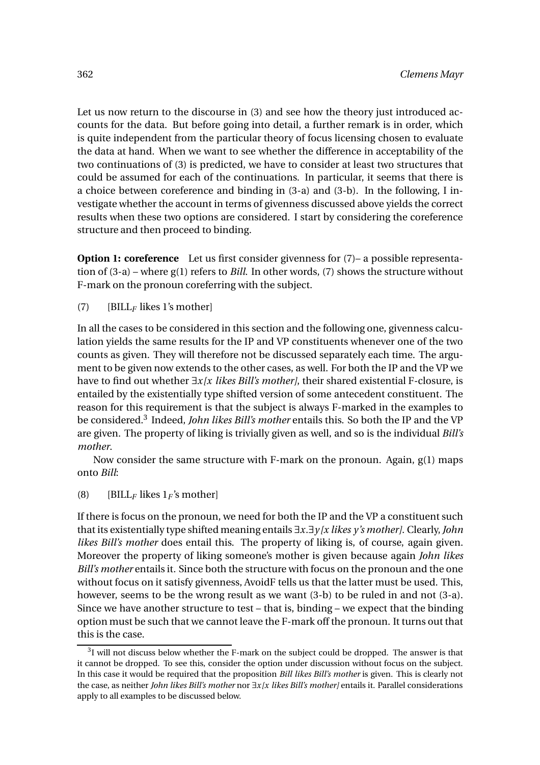Let us now return to the discourse in (3) and see how the theory just introduced accounts for the data. But before going into detail, a further remark is in order, which is quite independent from the particular theory of focus licensing chosen to evaluate the data at hand. When we want to see whether the difference in acceptability of the two continuations of (3) is predicted, we have to consider at least two structures that could be assumed for each of the continuations. In particular, it seems that there is a choice between coreference and binding in (3-a) and (3-b). In the following, I investigate whether the account in terms of givenness discussed above yields the correct results when these two options are considered. I start by considering the coreference structure and then proceed to binding.

**Option 1: coreference** Let us first consider givenness for (7)– a possible representation of (3-a) – where g(1) refers to *Bill*. In other words, (7) shows the structure without F-mark on the pronoun coreferring with the subject.

(7) [BILL$_F$ likes 1's mother]

In all the cases to be considered in this section and the following one, givenness calculation yields the same results for the IP and VP constituents whenever one of the two counts as given. They will therefore not be discussed separately each time. The argument to be given now extends to the other cases, as well. For both the IP and the VP we have to find out whether $\exists x$*[x likes Bill's mother]*, their shared existential F-closure, is entailed by the existentially type shifted version of some antecedent constituent. The reason for this requirement is that the subject is always F-marked in the examples to be considered.[3] Indeed, *John likes Bill's mother* entails this. So both the IP and the VP are given. The property of liking is trivially given as well, and so is the individual *Bill's mother*.

Now consider the same structure with F-mark on the pronoun. Again, g(1) maps onto *Bill*:

(8) [BILL$_F$ likes $1_F$'s mother]

If there is focus on the pronoun, we need for both the IP and the VP a constituent such that its existentially type shifted meaning entails $\exists x.\exists y$*[x likes y's mother]*. Clearly, *John likes Bill's mother* does entail this. The property of liking is, of course, again given. Moreover the property of liking someone's mother is given because again *John likes Bill's mother* entails it. Since both the structure with focus on the pronoun and the one without focus on it satisfy givenness, AvoidF tells us that the latter must be used. This, however, seems to be the wrong result as we want (3-b) to be ruled in and not (3-a). Since we have another structure to test – that is, binding – we expect that the binding option must be such that we cannot leave the F-mark off the pronoun. It turns out that this is the case.

[3] I will not discuss below whether the F-mark on the subject could be dropped. The answer is that it cannot be dropped. To see this, consider the option under discussion without focus on the subject. In this case it would be required that the proposition *Bill likes Bill's mother* is given. This is clearly not the case, as neither *John likes Bill's mother* nor $\exists x$*[x likes Bill's mother]* entails it. Parallel considerations apply to all examples to be discussed below.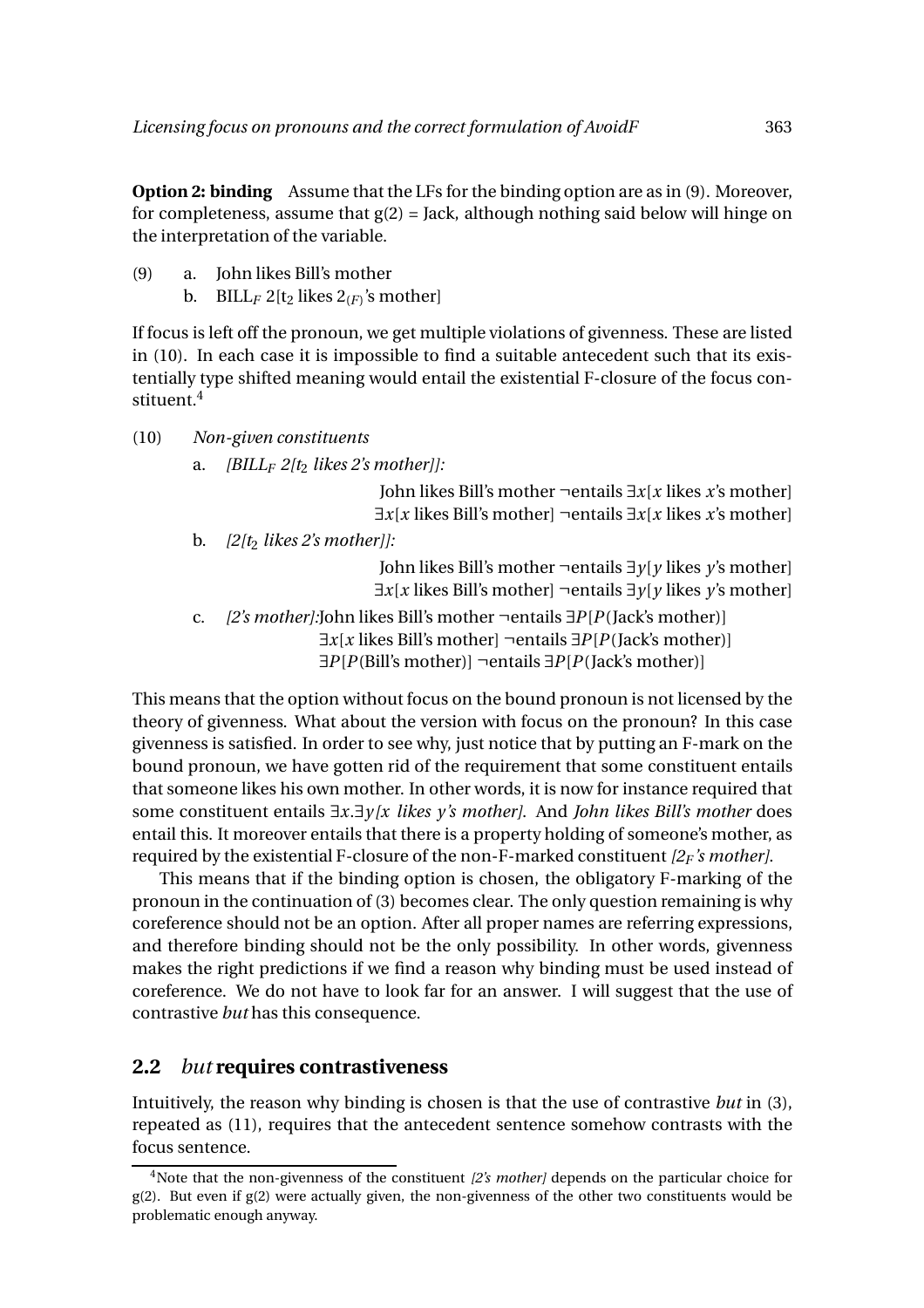**Option 2: binding** Assume that the LFs for the binding option are as in (9). Moreover, for completeness, assume that g(2) = Jack, although nothing said below will hinge on the interpretation of the variable.

(9) a. John likes Bill's mother
  b. $\text{BILL}_F$ 2[$t_2$ likes $2_{(F)}$'s mother]

If focus is left off the pronoun, we get multiple violations of givenness. These are listed in (10). In each case it is impossible to find a suitable antecedent such that its existentially type shifted meaning would entail the existential F-closure of the focus constituent.[4]

(10) *Non-given constituents*

  a. *[$\text{BILL}_F$ 2[$t_2$ likes 2's mother]]:*

   John likes Bill's mother ¬entails $\exists x[x$ likes $x$'s mother$]$
   $\exists x[x$ likes Bill's mother$]$ ¬entails $\exists x[x$ likes $x$'s mother$]$

  b. *[2[$t_2$ likes 2's mother]]:*

   John likes Bill's mother ¬entails $\exists y[y$ likes $y$'s mother$]$
   $\exists x[x$ likes Bill's mother$]$ ¬entails $\exists y[y$ likes $y$'s mother$]$

  c. *[2's mother]:* John likes Bill's mother ¬entails $\exists P[P(\text{Jack's mother})]$
   $\exists x[x$ likes Bill's mother$]$ ¬entails $\exists P[P(\text{Jack's mother})]$
   $\exists P[P(\text{Bill's mother})]$ ¬entails $\exists P[P(\text{Jack's mother})]$

This means that the option without focus on the bound pronoun is not licensed by the theory of givenness. What about the version with focus on the pronoun? In this case givenness is satisfied. In order to see why, just notice that by putting an F-mark on the bound pronoun, we have gotten rid of the requirement that some constituent entails that someone likes his own mother. In other words, it is now for instance required that some constituent entails $\exists x.\exists y[x$ *likes* $y$*'s mother]*. And *John likes Bill's mother* does entail this. It moreover entails that there is a property holding of someone's mother, as required by the existential F-closure of the non-F-marked constituent *[$2_F$'s mother]*.

This means that if the binding option is chosen, the obligatory F-marking of the pronoun in the continuation of (3) becomes clear. The only question remaining is why coreference should not be an option. After all proper names are referring expressions, and therefore binding should not be the only possibility. In other words, givenness makes the right predictions if we find a reason why binding must be used instead of coreference. We do not have to look far for an answer. I will suggest that the use of contrastive *but* has this consequence.

## 2.2 *but* requires contrastiveness

Intuitively, the reason why binding is chosen is that the use of contrastive *but* in (3), repeated as (11), requires that the antecedent sentence somehow contrasts with the focus sentence.

[4] Note that the non-givenness of the constituent *[2's mother]* depends on the particular choice for g(2). But even if g(2) were actually given, the non-givenness of the other two constituents would be problematic enough anyway.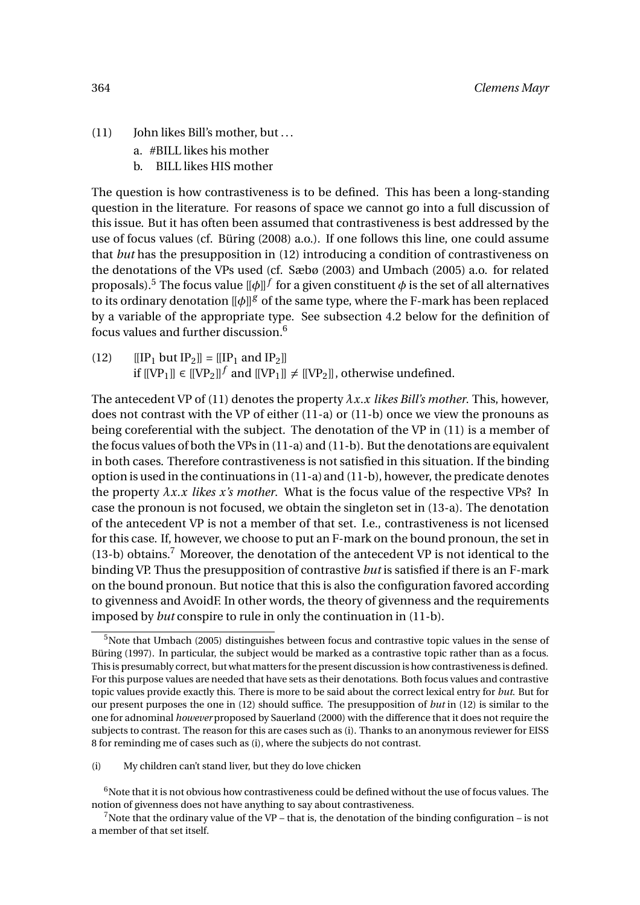(11) John likes Bill's mother, but ...

a. #BILL likes his mother

b. BILL likes HIS mother

The question is how contrastiveness is to be defined. This has been a long-standing question in the literature. For reasons of space we cannot go into a full discussion of this issue. But it has often been assumed that contrastiveness is best addressed by the use of focus values (cf. Büring (2008) a.o.). If one follows this line, one could assume that *but* has the presupposition in (12) introducing a condition of contrastiveness on the denotations of the VPs used (cf. Sæbø (2003) and Umbach (2005) a.o. for related proposals).[5] The focus value $[\![\phi]\!]^f$ for a given constituent $\phi$ is the set of all alternatives to its ordinary denotation $[\![\phi]\!]^g$ of the same type, where the F-mark has been replaced by a variable of the appropriate type. See subsection 4.2 below for the definition of focus values and further discussion.[6]

(12) $[\![\text{IP}_1 \text{ but IP}_2]\!] = [\![\text{IP}_1 \text{ and IP}_2]\!]$
if $[\![\text{VP}_1]\!] \in [\![\text{VP}_2]\!]^f$ and $[\![\text{VP}_1]\!] \neq [\![\text{VP}_2]\!]$, otherwise undefined.

The antecedent VP of (11) denotes the property $\lambda x.x$ *likes Bill's mother*. This, however, does not contrast with the VP of either (11-a) or (11-b) once we view the pronouns as being coreferential with the subject. The denotation of the VP in (11) is a member of the focus values of both the VPs in (11-a) and (11-b). But the denotations are equivalent in both cases. Therefore contrastiveness is not satisfied in this situation. If the binding option is used in the continuations in (11-a) and (11-b), however, the predicate denotes the property $\lambda x.x$ *likes x's mother*. What is the focus value of the respective VPs? In case the pronoun is not focused, we obtain the singleton set in (13-a). The denotation of the antecedent VP is not a member of that set. I.e., contrastiveness is not licensed for this case. If, however, we choose to put an F-mark on the bound pronoun, the set in (13-b) obtains.[7] Moreover, the denotation of the antecedent VP is not identical to the binding VP. Thus the presupposition of contrastive *but* is satisfied if there is an F-mark on the bound pronoun. But notice that this is also the configuration favored according to givenness and AvoidF. In other words, the theory of givenness and the requirements imposed by *but* conspire to rule in only the continuation in (11-b).

---

[5] Note that Umbach (2005) distinguishes between focus and contrastive topic values in the sense of Büring (1997). In particular, the subject would be marked as a contrastive topic rather than as a focus. This is presumably correct, but what matters for the present discussion is how contrastiveness is defined. For this purpose values are needed that have sets as their denotations. Both focus values and contrastive topic values provide exactly this. There is more to be said about the correct lexical entry for *but*. But for our present purposes the one in (12) should suffice. The presupposition of *but* in (12) is similar to the one for adnominal *however* proposed by Sauerland (2000) with the difference that it does not require the subjects to contrast. The reason for this are cases such as (i). Thanks to an anonymous reviewer for EISS 8 for reminding me of cases such as (i), where the subjects do not contrast.

(i) My children can't stand liver, but they do love chicken

[6] Note that it is not obvious how contrastiveness could be defined without the use of focus values. The notion of givenness does not have anything to say about contrastiveness.

[7] Note that the ordinary value of the VP – that is, the denotation of the binding configuration – is not a member of that set itself.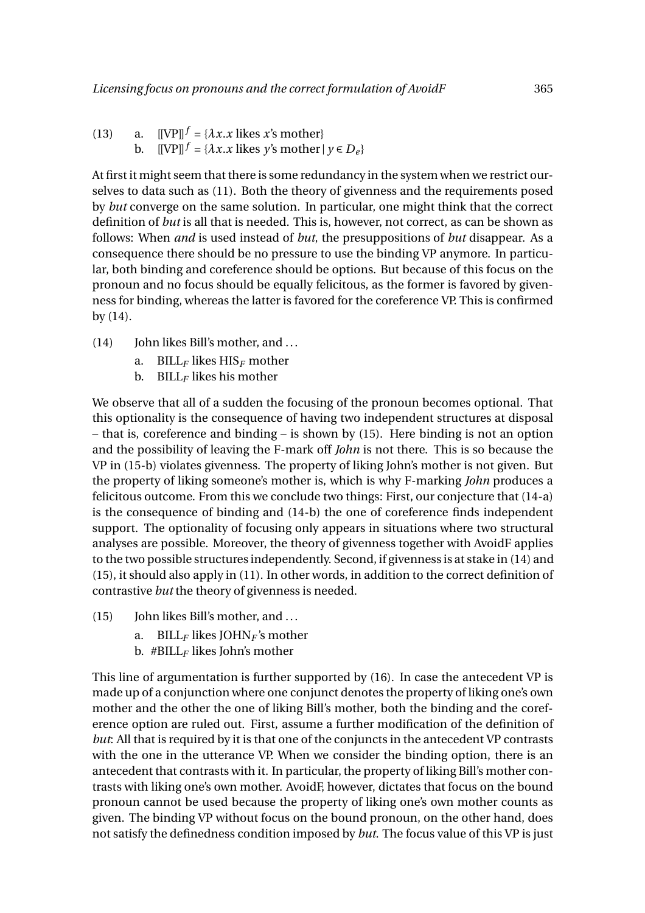(13) a. $[\![\text{VP}]\!]^f = \{\lambda x.x \text{ likes } x\text{'s mother}\}$
 b. $[\![\text{VP}]\!]^f = \{\lambda x.x \text{ likes } y\text{'s mother} \mid y \in D_e\}$

At first it might seem that there is some redundancy in the system when we restrict ourselves to data such as (11). Both the theory of givenness and the requirements posed by *but* converge on the same solution. In particular, one might think that the correct definition of *but* is all that is needed. This is, however, not correct, as can be shown as follows: When *and* is used instead of *but*, the presuppositions of *but* disappear. As a consequence there should be no pressure to use the binding VP anymore. In particular, both binding and coreference should be options. But because of this focus on the pronoun and no focus should be equally felicitous, as the former is favored by givenness for binding, whereas the latter is favored for the coreference VP. This is confirmed by (14).

(14) John likes Bill's mother, and ...
 a. BILL$_F$ likes HIS$_F$ mother
 b. BILL$_F$ likes his mother

We observe that all of a sudden the focusing of the pronoun becomes optional. That this optionality is the consequence of having two independent structures at disposal – that is, coreference and binding – is shown by (15). Here binding is not an option and the possibility of leaving the F-mark off *John* is not there. This is so because the VP in (15-b) violates givenness. The property of liking John's mother is not given. But the property of liking someone's mother is, which is why F-marking *John* produces a felicitous outcome. From this we conclude two things: First, our conjecture that (14-a) is the consequence of binding and (14-b) the one of coreference finds independent support. The optionality of focusing only appears in situations where two structural analyses are possible. Moreover, the theory of givenness together with AvoidF applies to the two possible structures independently. Second, if givenness is at stake in (14) and (15), it should also apply in (11). In other words, in addition to the correct definition of contrastive *but* the theory of givenness is needed.

(15) John likes Bill's mother, and ...
 a. BILL$_F$ likes JOHN$_F$'s mother
 b. #BILL$_F$ likes John's mother

This line of argumentation is further supported by (16). In case the antecedent VP is made up of a conjunction where one conjunct denotes the property of liking one's own mother and the other the one of liking Bill's mother, both the binding and the coreference option are ruled out. First, assume a further modification of the definition of *but*: All that is required by it is that one of the conjuncts in the antecedent VP contrasts with the one in the utterance VP. When we consider the binding option, there is an antecedent that contrasts with it. In particular, the property of liking Bill's mother contrasts with liking one's own mother. AvoidF, however, dictates that focus on the bound pronoun cannot be used because the property of liking one's own mother counts as given. The binding VP without focus on the bound pronoun, on the other hand, does not satisfy the definedness condition imposed by *but*. The focus value of this VP is just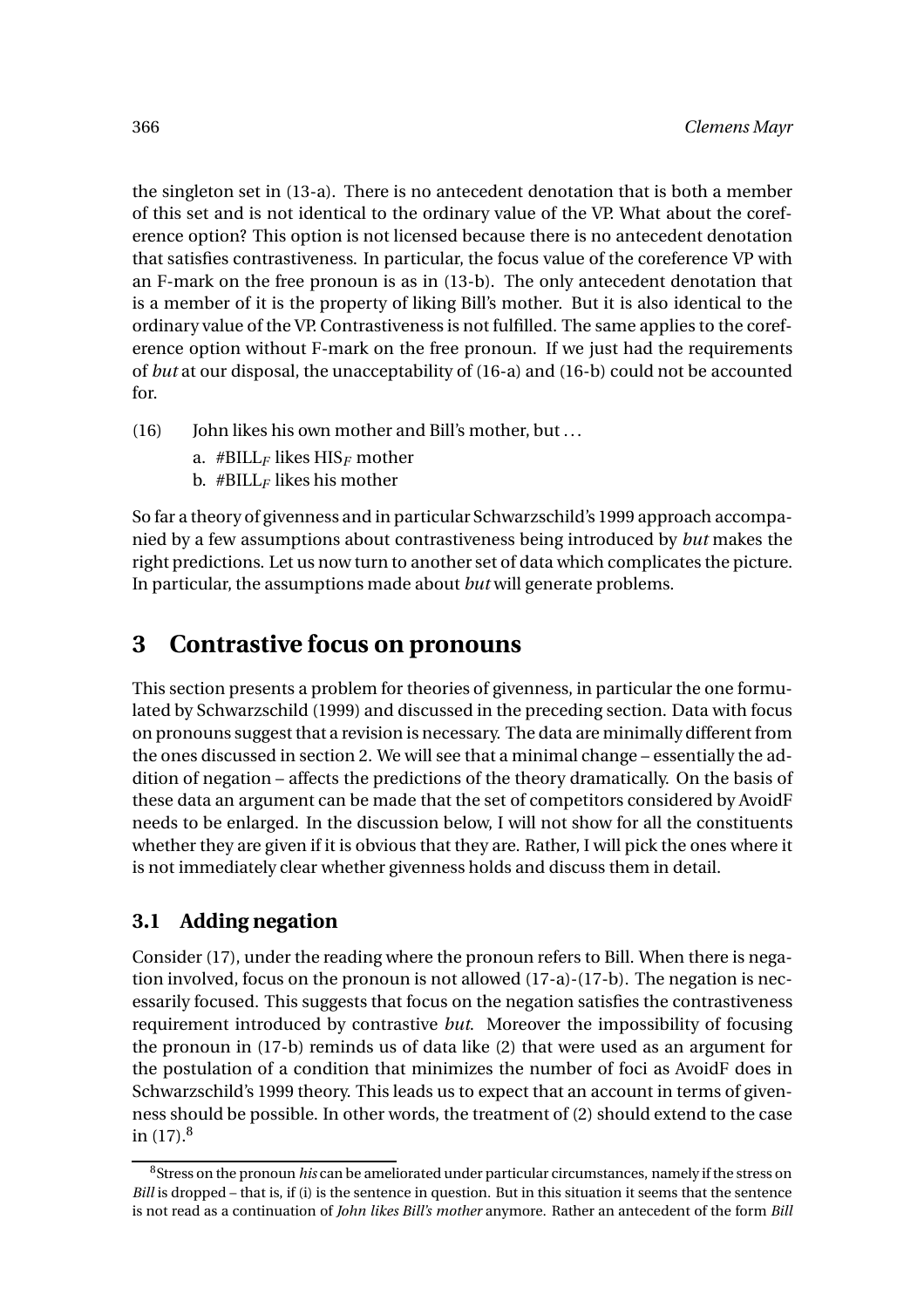the singleton set in (13-a). There is no antecedent denotation that is both a member of this set and is not identical to the ordinary value of the VP. What about the coreference option? This option is not licensed because there is no antecedent denotation that satisfies contrastiveness. In particular, the focus value of the coreference VP with an F-mark on the free pronoun is as in (13-b). The only antecedent denotation that is a member of it is the property of liking Bill's mother. But it is also identical to the ordinary value of the VP. Contrastiveness is not fulfilled. The same applies to the coreference option without F-mark on the free pronoun. If we just had the requirements of *but* at our disposal, the unacceptability of (16-a) and (16-b) could not be accounted for.

(16) John likes his own mother and Bill's mother, but ...

a. #BILL$_F$ likes HIS$_F$ mother

b. #BILL$_F$ likes his mother

So far a theory of givenness and in particular Schwarzschild's 1999 approach accompanied by a few assumptions about contrastiveness being introduced by *but* makes the right predictions. Let us now turn to another set of data which complicates the picture. In particular, the assumptions made about *but* will generate problems.

## 3 Contrastive focus on pronouns

This section presents a problem for theories of givenness, in particular the one formulated by Schwarzschild (1999) and discussed in the preceding section. Data with focus on pronouns suggest that a revision is necessary. The data are minimally different from the ones discussed in section 2. We will see that a minimal change – essentially the addition of negation – affects the predictions of the theory dramatically. On the basis of these data an argument can be made that the set of competitors considered by AvoidF needs to be enlarged. In the discussion below, I will not show for all the constituents whether they are given if it is obvious that they are. Rather, I will pick the ones where it is not immediately clear whether givenness holds and discuss them in detail.

### 3.1 Adding negation

Consider (17), under the reading where the pronoun refers to Bill. When there is negation involved, focus on the pronoun is not allowed (17-a)-(17-b). The negation is necessarily focused. This suggests that focus on the negation satisfies the contrastiveness requirement introduced by contrastive *but*. Moreover the impossibility of focusing the pronoun in (17-b) reminds us of data like (2) that were used as an argument for the postulation of a condition that minimizes the number of foci as AvoidF does in Schwarzschild's 1999 theory. This leads us to expect that an account in terms of givenness should be possible. In other words, the treatment of (2) should extend to the case in (17).[8]

[8] Stress on the pronoun *his* can be ameliorated under particular circumstances, namely if the stress on *Bill* is dropped – that is, if (i) is the sentence in question. But in this situation it seems that the sentence is not read as a continuation of *John likes Bill's mother* anymore. Rather an antecedent of the form *Bill*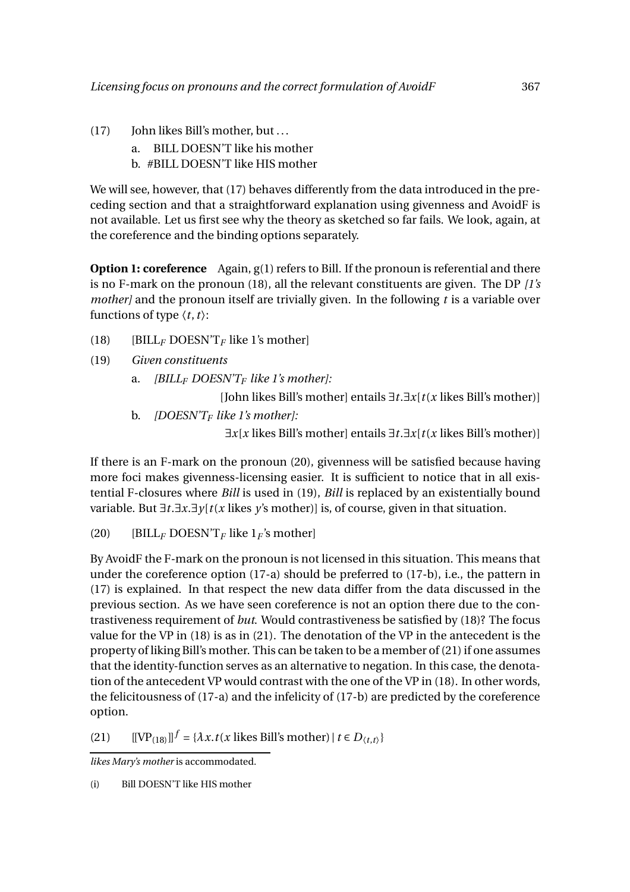(17) John likes Bill's mother, but ...

a. BILL DOESN'T like his mother

b. #BILL DOESN'T like HIS mother

We will see, however, that (17) behaves differently from the data introduced in the preceding section and that a straightforward explanation using givenness and AvoidF is not available. Let us first see why the theory as sketched so far fails. We look, again, at the coreference and the binding options separately.

**Option 1: coreference** Again, g(1) refers to Bill. If the pronoun is referential and there is no F-mark on the pronoun (18), all the relevant constituents are given. The DP *[1's mother]* and the pronoun itself are trivially given. In the following $t$ is a variable over functions of type $\langle t, t\rangle$:

(18) [BILL$_F$ DOESN'T$_F$ like 1's mother]

(19) *Given constituents*

a. *[BILL$_F$ DOESN'T$_F$ like 1's mother]:*

[John likes Bill's mother] entails $\exists t.\exists x[t(x \text{ likes Bill's mother})]$

b. *[DOESN'T$_F$ like 1's mother]:*

$\exists x[x \text{ likes Bill's mother}]$ entails $\exists t.\exists x[t(x \text{ likes Bill's mother})]$

If there is an F-mark on the pronoun (20), givenness will be satisfied because having more foci makes givenness-licensing easier. It is sufficient to notice that in all existential F-closures where *Bill* is used in (19), *Bill* is replaced by an existentially bound variable. But $\exists t.\exists x.\exists y[t(x \text{ likes } y\text{'s mother})]$ is, of course, given in that situation.

(20) [BILL$_F$ DOESN'T$_F$ like $1_F$'s mother]

By AvoidF the F-mark on the pronoun is not licensed in this situation. This means that under the coreference option (17-a) should be preferred to (17-b), i.e., the pattern in (17) is explained. In that respect the new data differ from the data discussed in the previous section. As we have seen coreference is not an option there due to the contrastiveness requirement of *but*. Would contrastiveness be satisfied by (18)? The focus value for the VP in (18) is as in (21). The denotation of the VP in the antecedent is the property of liking Bill's mother. This can be taken to be a member of (21) if one assumes that the identity-function serves as an alternative to negation. In this case, the denotation of the antecedent VP would contrast with the one of the VP in (18). In other words, the felicitousness of (17-a) and the infelicity of (17-b) are predicted by the coreference option.

(21) $[\![\text{VP}_{(18)}]\!]^f = \{\lambda x.t(x \text{ likes Bill's mother}) \mid t \in D_{\langle t,t\rangle}\}$

---

*likes Mary's mother* is accommodated.

(i) Bill DOESN'T like HIS mother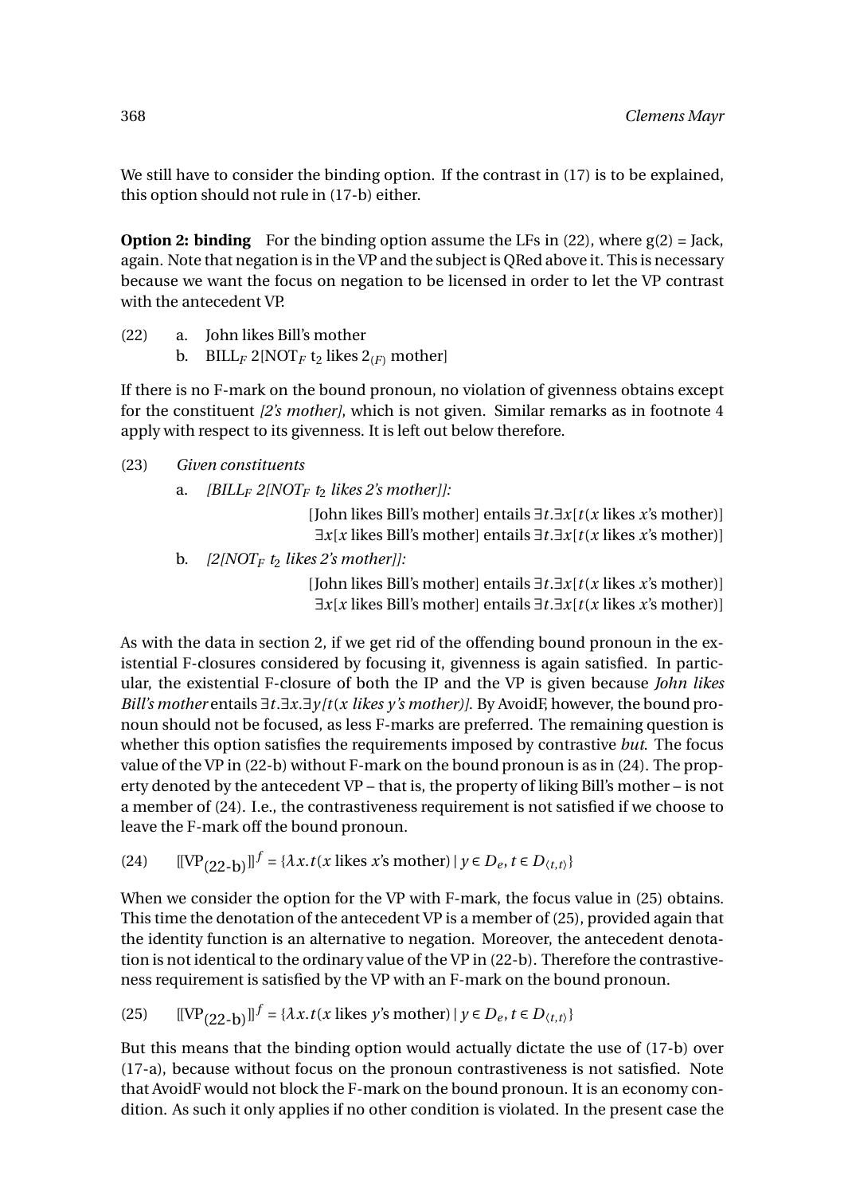We still have to consider the binding option. If the contrast in (17) is to be explained, this option should not rule in (17-b) either.

**Option 2: binding** For the binding option assume the LFs in (22), where g(2) = Jack, again. Note that negation is in the VP and the subject is QRed above it. This is necessary because we want the focus on negation to be licensed in order to let the VP contrast with the antecedent VP.

(22) a. John likes Bill's mother
b. $\text{BILL}_F$ 2[$\text{NOT}_F$ $t_2$ likes $2_{(F)}$ mother]

If there is no F-mark on the bound pronoun, no violation of givenness obtains except for the constituent *[2's mother]*, which is not given. Similar remarks as in footnote 4 apply with respect to its givenness. It is left out below therefore.

(23) *Given constituents*

a. *[$\text{BILL}_F$ 2[$\text{NOT}_F$ $t_2$ likes 2's mother]]:*

[John likes Bill's mother] entails $\exists t.\exists x[t(x \text{ likes } x\text{'s mother})]$
$\exists x[x \text{ likes Bill's mother}]$ entails $\exists t.\exists x[t(x \text{ likes } x\text{'s mother})]$

b. *[2[$\text{NOT}_F$ $t_2$ likes 2's mother]]:*

[John likes Bill's mother] entails $\exists t.\exists x[t(x \text{ likes } x\text{'s mother})]$
$\exists x[x \text{ likes Bill's mother}]$ entails $\exists t.\exists x[t(x \text{ likes } x\text{'s mother})]$

As with the data in section 2, if we get rid of the offending bound pronoun in the existential F-closures considered by focusing it, givenness is again satisfied. In particular, the existential F-closure of both the IP and the VP is given because *John likes Bill's mother* entails $\exists t.\exists x.\exists y[t(x \text{ likes } y\text{'s mother})]$. By AvoidF, however, the bound pronoun should not be focused, as less F-marks are preferred. The remaining question is whether this option satisfies the requirements imposed by contrastive *but*. The focus value of the VP in (22-b) without F-mark on the bound pronoun is as in (24). The property denoted by the antecedent VP – that is, the property of liking Bill's mother – is not a member of (24). I.e., the contrastiveness requirement is not satisfied if we choose to leave the F-mark off the bound pronoun.

(24) $[\![\text{VP}_{(22\text{-b})}]\!]^f = \{\lambda x.t(x \text{ likes } x\text{'s mother}) \mid y \in D_e, t \in D_{\langle t,t \rangle}\}$

When we consider the option for the VP with F-mark, the focus value in (25) obtains. This time the denotation of the antecedent VP is a member of (25), provided again that the identity function is an alternative to negation. Moreover, the antecedent denotation is not identical to the ordinary value of the VP in (22-b). Therefore the contrastiveness requirement is satisfied by the VP with an F-mark on the bound pronoun.

(25) $[\![\text{VP}_{(22\text{-b})}]\!]^f = \{\lambda x.t(x \text{ likes } y\text{'s mother}) \mid y \in D_e, t \in D_{\langle t,t \rangle}\}$

But this means that the binding option would actually dictate the use of (17-b) over (17-a), because without focus on the pronoun contrastiveness is not satisfied. Note that AvoidF would not block the F-mark on the bound pronoun. It is an economy condition. As such it only applies if no other condition is violated. In the present case the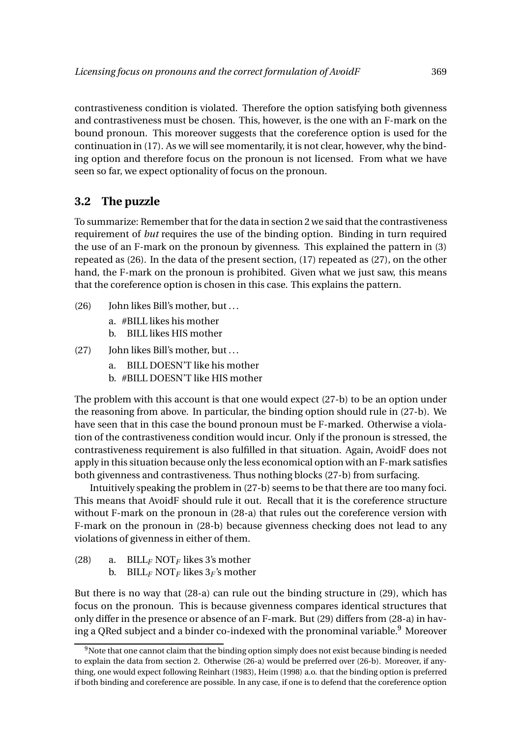contrastiveness condition is violated. Therefore the option satisfying both givenness and contrastiveness must be chosen. This, however, is the one with an F-mark on the bound pronoun. This moreover suggests that the coreference option is used for the continuation in (17). As we will see momentarily, it is not clear, however, why the binding option and therefore focus on the pronoun is not licensed. From what we have seen so far, we expect optionality of focus on the pronoun.

## 3.2 The puzzle

To summarize: Remember that for the data in section 2 we said that the contrastiveness requirement of *but* requires the use of the binding option. Binding in turn required the use of an F-mark on the pronoun by givenness. This explained the pattern in (3) repeated as (26). In the data of the present section, (17) repeated as (27), on the other hand, the F-mark on the pronoun is prohibited. Given what we just saw, this means that the coreference option is chosen in this case. This explains the pattern.

(26) John likes Bill's mother, but ...

a. #BILL likes his mother
b. BILL likes HIS mother

(27) John likes Bill's mother, but ...

a. BILL DOESN'T like his mother
b. #BILL DOESN'T like HIS mother

The problem with this account is that one would expect (27-b) to be an option under the reasoning from above. In particular, the binding option should rule in (27-b). We have seen that in this case the bound pronoun must be F-marked. Otherwise a violation of the contrastiveness condition would incur. Only if the pronoun is stressed, the contrastiveness requirement is also fulfilled in that situation. Again, AvoidF does not apply in this situation because only the less economical option with an F-mark satisfies both givenness and contrastiveness. Thus nothing blocks (27-b) from surfacing.

Intuitively speaking the problem in (27-b) seems to be that there are too many foci. This means that AvoidF should rule it out. Recall that it is the coreference structure without F-mark on the pronoun in (28-a) that rules out the coreference version with F-mark on the pronoun in (28-b) because givenness checking does not lead to any violations of givenness in either of them.

(28) a. $\text{BILL}_F$ $\text{NOT}_F$ likes 3's mother
b. $\text{BILL}_F$ $\text{NOT}_F$ likes $3_F$'s mother

But there is no way that (28-a) can rule out the binding structure in (29), which has focus on the pronoun. This is because givenness compares identical structures that only differ in the presence or absence of an F-mark. But (29) differs from (28-a) in having a QRed subject and a binder co-indexed with the pronominal variable.[9] Moreover

[9] Note that one cannot claim that the binding option simply does not exist because binding is needed to explain the data from section 2. Otherwise (26-a) would be preferred over (26-b). Moreover, if anything, one would expect following Reinhart (1983), Heim (1998) a.o. that the binding option is preferred if both binding and coreference are possible. In any case, if one is to defend that the coreference option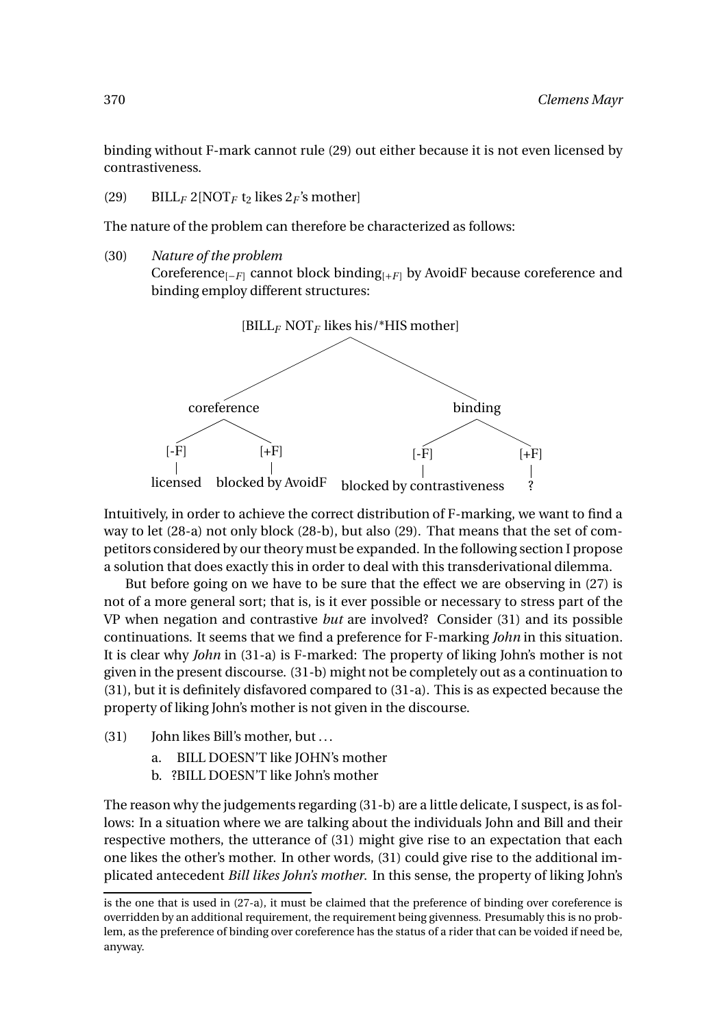binding without F-mark cannot rule (29) out either because it is not even licensed by contrastiveness.

(29) BILL$_F$ 2[NOT$_F$ t$_2$ likes 2$_F$'s mother]

The nature of the problem can therefore be characterized as follows:

(30) *Nature of the problem*
Coreference$_{[-F]}$ cannot block binding$_{[+F]}$ by AvoidF because coreference and binding employ different structures:

```
                [BILL_F NOT_F likes his/*HIS mother]
                 /                                \
          coreference                            binding
          /         \                           /       \
       [-F]         [+F]                     [-F]       [+F]
        |             |                        |          |
    licensed   blocked by AvoidF   blocked by contrastiveness   ?
```

Intuitively, in order to achieve the correct distribution of F-marking, we want to find a way to let (28-a) not only block (28-b), but also (29). That means that the set of competitors considered by our theory must be expanded. In the following section I propose a solution that does exactly this in order to deal with this transderivational dilemma.

But before going on we have to be sure that the effect we are observing in (27) is not of a more general sort; that is, is it ever possible or necessary to stress part of the VP when negation and contrastive *but* are involved? Consider (31) and its possible continuations. It seems that we find a preference for F-marking *John* in this situation. It is clear why *John* in (31-a) is F-marked: The property of liking John's mother is not given in the present discourse. (31-b) might not be completely out as a continuation to (31), but it is definitely disfavored compared to (31-a). This is as expected because the property of liking John's mother is not given in the discourse.

(31) John likes Bill's mother, but ...
  a. BILL DOESN'T like JOHN's mother
  b. ?BILL DOESN'T like John's mother

The reason why the judgements regarding (31-b) are a little delicate, I suspect, is as follows: In a situation where we are talking about the individuals John and Bill and their respective mothers, the utterance of (31) might give rise to an expectation that each one likes the other's mother. In other words, (31) could give rise to the additional implicated antecedent *Bill likes John's mother.* In this sense, the property of liking John's

is the one that is used in (27-a), it must be claimed that the preference of binding over coreference is overridden by an additional requirement, the requirement being givenness. Presumably this is no problem, as the preference of binding over coreference has the status of a rider that can be voided if need be, anyway.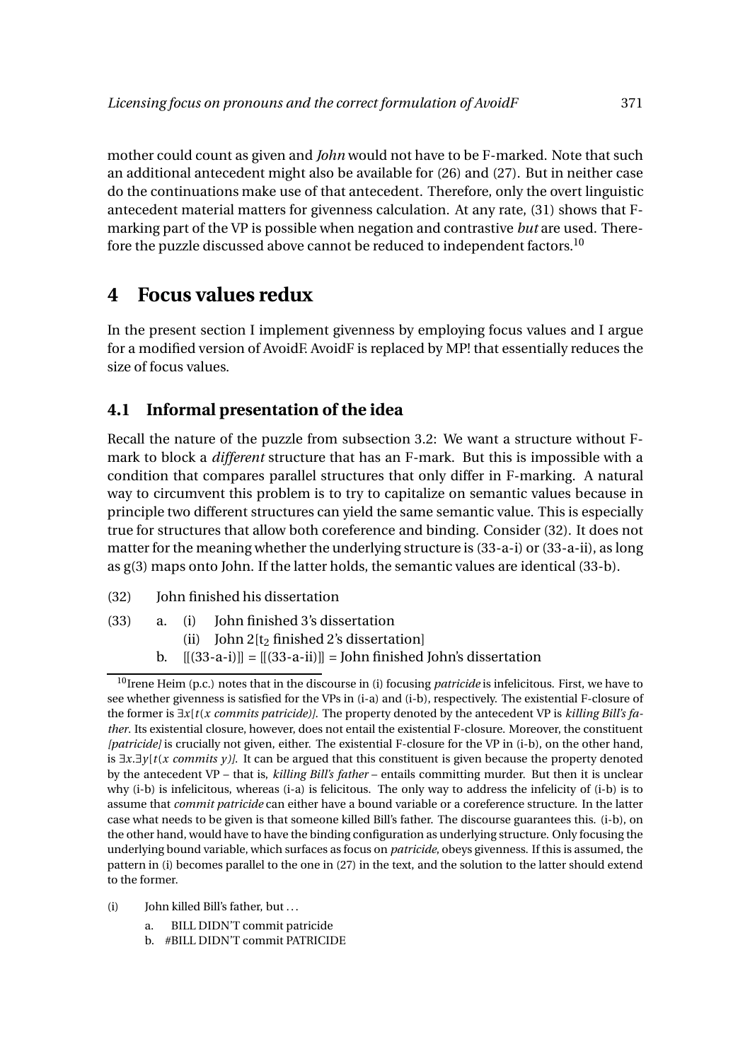mother could count as given and *John* would not have to be F-marked. Note that such an additional antecedent might also be available for (26) and (27). But in neither case do the continuations make use of that antecedent. Therefore, only the overt linguistic antecedent material matters for givenness calculation. At any rate, (31) shows that F-marking part of the VP is possible when negation and contrastive *but* are used. Therefore the puzzle discussed above cannot be reduced to independent factors.[10]

# 4 Focus values redux

In the present section I implement givenness by employing focus values and I argue for a modified version of AvoidF. AvoidF is replaced by MP! that essentially reduces the size of focus values.

## 4.1 Informal presentation of the idea

Recall the nature of the puzzle from subsection 3.2: We want a structure without F-mark to block a *different* structure that has an F-mark. But this is impossible with a condition that compares parallel structures that only differ in F-marking. A natural way to circumvent this problem is to try to capitalize on semantic values because in principle two different structures can yield the same semantic value. This is especially true for structures that allow both coreference and binding. Consider (32). It does not matter for the meaning whether the underlying structure is (33-a-i) or (33-a-ii), as long as g(3) maps onto John. If the latter holds, the semantic values are identical (33-b).

(32) John finished his dissertation

(33) a. (i) John finished 3's dissertation
   (ii) John 2[$t_2$ finished 2's dissertation]
  b. [[(33-a-i)]] = [[(33-a-ii)]] = John finished John's dissertation

[10] Irene Heim (p.c.) notes that in the discourse in (i) focusing *patricide* is infelicitous. First, we have to see whether givenness is satisfied for the VPs in (i-a) and (i-b), respectively. The existential F-closure of the former is $\exists x[t(x$ *commits patricide*$)]$. The property denoted by the antecedent VP is *killing Bill's father*. Its existential closure, however, does not entail the existential F-closure. Moreover, the constituent *[patricide]* is crucially not given, either. The existential F-closure for the VP in (i-b), on the other hand, is $\exists x.\exists y[t(x$ *commits* $y)]$. It can be argued that this constituent is given because the property denoted by the antecedent VP – that is, *killing Bill's father* – entails committing murder. But then it is unclear why (i-b) is infelicitous, whereas (i-a) is felicitous. The only way to address the infelicity of (i-b) is to assume that *commit patricide* can either have a bound variable or a coreference structure. In the latter case what needs to be given is that someone killed Bill's father. The discourse guarantees this. (i-b), on the other hand, would have to have the binding configuration as underlying structure. Only focusing the underlying bound variable, which surfaces as focus on *patricide*, obeys givenness. If this is assumed, the pattern in (i) becomes parallel to the one in (27) in the text, and the solution to the latter should extend to the former.

(i) John killed Bill's father, but …
  a. BILL DIDN'T commit patricide
  b. #BILL DIDN'T commit PATRICIDE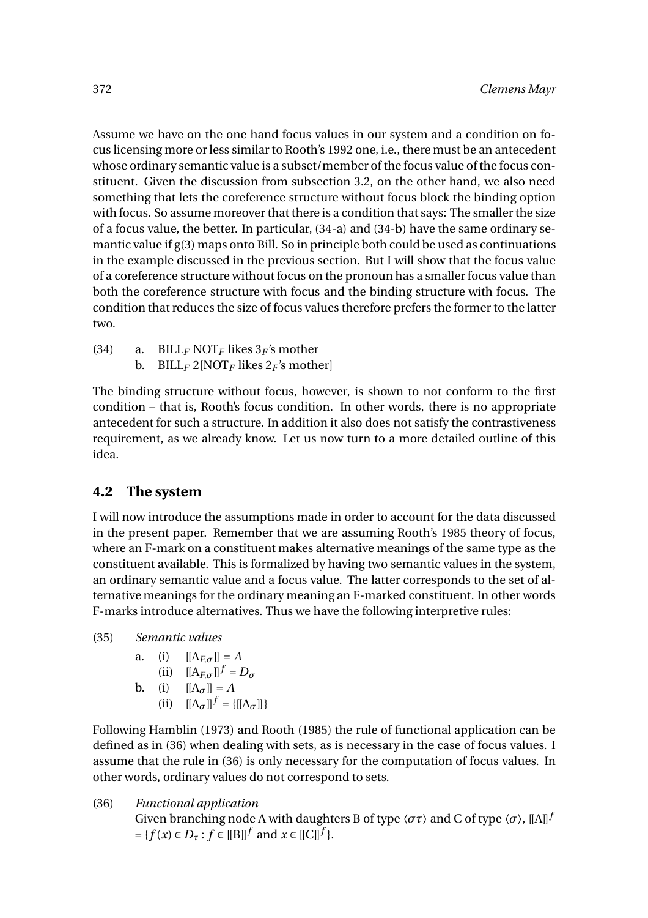Assume we have on the one hand focus values in our system and a condition on focus licensing more or less similar to Rooth's 1992 one, i.e., there must be an antecedent whose ordinary semantic value is a subset/member of the focus value of the focus constituent. Given the discussion from subsection 3.2, on the other hand, we also need something that lets the coreference structure without focus block the binding option with focus. So assume moreover that there is a condition that says: The smaller the size of a focus value, the better. In particular, (34-a) and (34-b) have the same ordinary semantic value if g(3) maps onto Bill. So in principle both could be used as continuations in the example discussed in the previous section. But I will show that the focus value of a coreference structure without focus on the pronoun has a smaller focus value than both the coreference structure with focus and the binding structure with focus. The condition that reduces the size of focus values therefore prefers the former to the latter two.

(34) a. BILL$_F$ NOT$_F$ likes $3_F$'s mother
b. BILL$_F$ 2[NOT$_F$ likes $2_F$'s mother]

The binding structure without focus, however, is shown to not conform to the first condition – that is, Rooth's focus condition. In other words, there is no appropriate antecedent for such a structure. In addition it also does not satisfy the contrastiveness requirement, as we already know. Let us now turn to a more detailed outline of this idea.

## 4.2 The system

I will now introduce the assumptions made in order to account for the data discussed in the present paper. Remember that we are assuming Rooth's 1985 theory of focus, where an F-mark on a constituent makes alternative meanings of the same type as the constituent available. This is formalized by having two semantic values in the system, an ordinary semantic value and a focus value. The latter corresponds to the set of alternative meanings for the ordinary meaning an F-marked constituent. In other words F-marks introduce alternatives. Thus we have the following interpretive rules:

(35) *Semantic values*

a. (i) $[\![A_{F,\sigma}]\!] = A$
(ii) $[\![A_{F,\sigma}]\!]^f = D_\sigma$

b. (i) $[\![A_\sigma]\!] = A$
(ii) $[\![A_\sigma]\!]^f = \{[\![A_\sigma]\!]\}$

Following Hamblin (1973) and Rooth (1985) the rule of functional application can be defined as in (36) when dealing with sets, as is necessary in the case of focus values. I assume that the rule in (36) is only necessary for the computation of focus values. In other words, ordinary values do not correspond to sets.

(36) *Functional application*
Given branching node A with daughters B of type $\langle\sigma\tau\rangle$ and C of type $\langle\sigma\rangle$, $[\![A]\!]^f = \{f(x) \in D_\tau : f \in [\![B]\!]^f \text{ and } x \in [\![C]\!]^f\}$.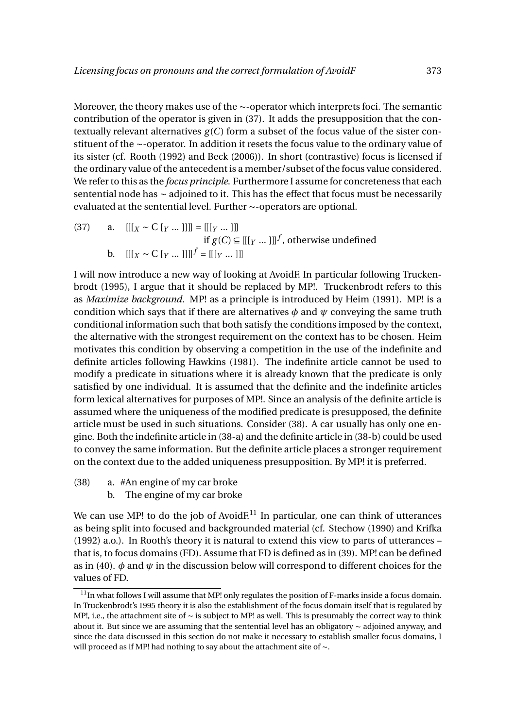Moreover, the theory makes use of the ∼-operator which interprets foci. The semantic contribution of the operator is given in (37). It adds the presupposition that the contextually relevant alternatives $g(C)$ form a subset of the focus value of the sister constituent of the ∼-operator. In addition it resets the focus value to the ordinary value of its sister (cf. Rooth (1992) and Beck (2006)). In short (contrastive) focus is licensed if the ordinary value of the antecedent is a member/subset of the focus value considered. We refer to this as the *focus principle*. Furthermore I assume for concreteness that each sentential node has ∼ adjoined to it. This has the effect that focus must be necessarily evaluated at the sentential level. Further ∼-operators are optional.

(37) a. $[\![[_X \sim C\ [_Y\ ...\ ]]]\!] = [\![[_Y\ ...\ ]]\!]$
if $g(C) \subseteq [\![[_Y\ ...\ ]]\!]^f$, otherwise undefined

b. $[\![[_X \sim C\ [_Y\ ...\ ]]]\!]^f = [\![[_Y\ ...\ ]]\!]$

I will now introduce a new way of looking at AvoidF. In particular following Truckenbrodt (1995), I argue that it should be replaced by MP!. Truckenbrodt refers to this as *Maximize background*. MP! as a principle is introduced by Heim (1991). MP! is a condition which says that if there are alternatives $\phi$ and $\psi$ conveying the same truth conditional information such that both satisfy the conditions imposed by the context, the alternative with the strongest requirement on the context has to be chosen. Heim motivates this condition by observing a competition in the use of the indefinite and definite articles following Hawkins (1981). The indefinite article cannot be used to modify a predicate in situations where it is already known that the predicate is only satisfied by one individual. It is assumed that the definite and the indefinite articles form lexical alternatives for purposes of MP!. Since an analysis of the definite article is assumed where the uniqueness of the modified predicate is presupposed, the definite article must be used in such situations. Consider (38). A car usually has only one engine. Both the indefinite article in (38-a) and the definite article in (38-b) could be used to convey the same information. But the definite article places a stronger requirement on the context due to the added uniqueness presupposition. By MP! it is preferred.

(38) a. #An engine of my car broke

b. The engine of my car broke

We can use MP! to do the job of AvoidF.[11] In particular, one can think of utterances as being split into focused and backgrounded material (cf. Stechow (1990) and Krifka (1992) a.o.). In Rooth's theory it is natural to extend this view to parts of utterances – that is, to focus domains (FD). Assume that FD is defined as in (39). MP! can be defined as in (40). $\phi$ and $\psi$ in the discussion below will correspond to different choices for the values of FD.

[11] In what follows I will assume that MP! only regulates the position of F-marks inside a focus domain. In Truckenbrodt's 1995 theory it is also the establishment of the focus domain itself that is regulated by MP!, i.e., the attachment site of ∼ is subject to MP! as well. This is presumably the correct way to think about it. But since we are assuming that the sentential level has an obligatory ∼ adjoined anyway, and since the data discussed in this section do not make it necessary to establish smaller focus domains, I will proceed as if MP! had nothing to say about the attachment site of ∼.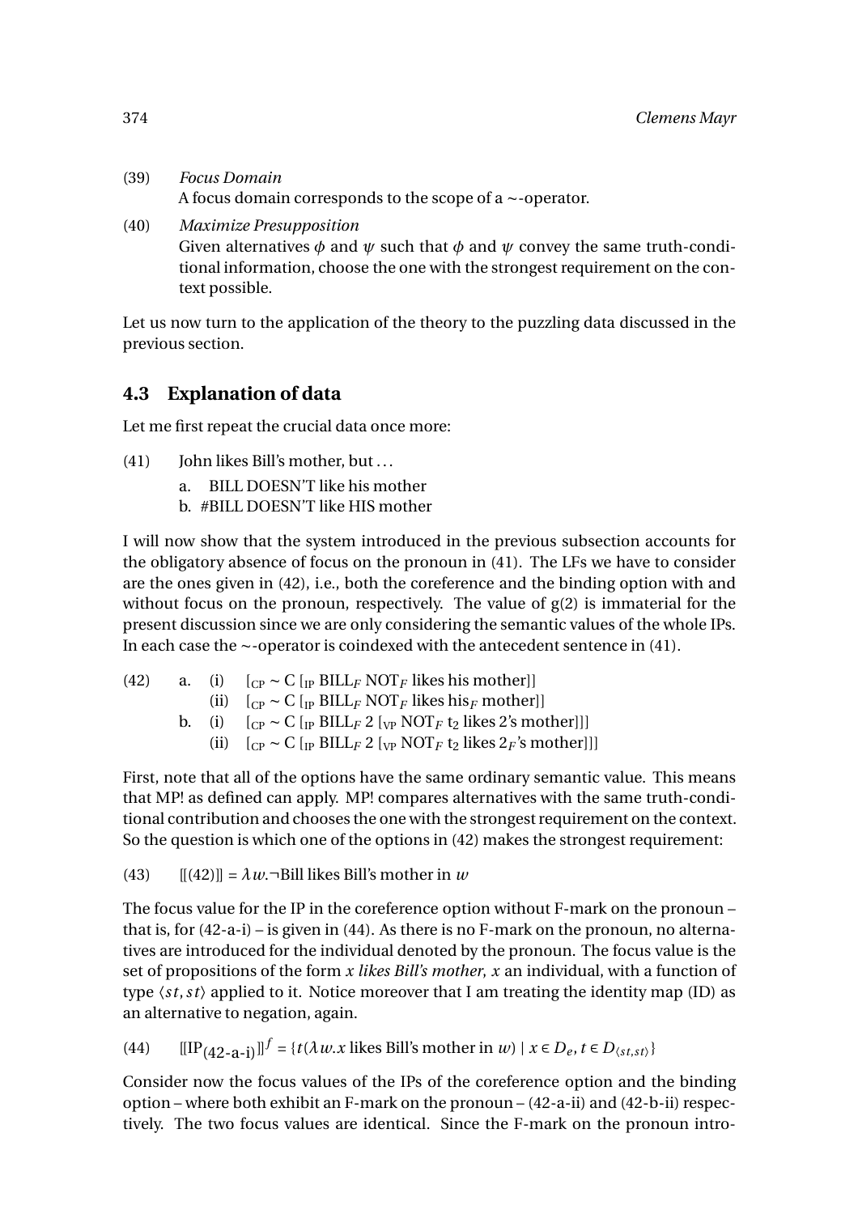(39) *Focus Domain*
A focus domain corresponds to the scope of a ∼-operator.

(40) *Maximize Presupposition*
Given alternatives $\phi$ and $\psi$ such that $\phi$ and $\psi$ convey the same truth-conditional information, choose the one with the strongest requirement on the context possible.

Let us now turn to the application of the theory to the puzzling data discussed in the previous section.

## 4.3 Explanation of data

Let me first repeat the crucial data once more:

(41) John likes Bill's mother, but ...

a. BILL DOESN'T like his mother
b. #BILL DOESN'T like HIS mother

I will now show that the system introduced in the previous subsection accounts for the obligatory absence of focus on the pronoun in (41). The LFs we have to consider are the ones given in (42), i.e., both the coreference and the binding option with and without focus on the pronoun, respectively. The value of g(2) is immaterial for the present discussion since we are only considering the semantic values of the whole IPs. In each case the ∼-operator is coindexed with the antecedent sentence in (41).

(42)
a. (i) $[_{\text{CP}} \sim \text{C} [_{\text{IP}}\ \text{BILL}_F\ \text{NOT}_F$ likes his mother]]
(ii) $[_{\text{CP}} \sim \text{C} [_{\text{IP}}\ \text{BILL}_F\ \text{NOT}_F$ likes $\text{his}_F$ mother]]
b. (i) $[_{\text{CP}} \sim \text{C} [_{\text{IP}}\ \text{BILL}_F\ 2\ [_{\text{VP}}\ \text{NOT}_F\ \text{t}_2$ likes 2's mother]]]
(ii) $[_{\text{CP}} \sim \text{C} [_{\text{IP}}\ \text{BILL}_F\ 2\ [_{\text{VP}}\ \text{NOT}_F\ \text{t}_2$ likes $2_F$'s mother]]]

First, note that all of the options have the same ordinary semantic value. This means that MP! as defined can apply. MP! compares alternatives with the same truth-conditional contribution and chooses the one with the strongest requirement on the context. So the question is which one of the options in (42) makes the strongest requirement:

(43) $[\![(42)]\!] = \lambda w.\neg$Bill likes Bill's mother in $w$

The focus value for the IP in the coreference option without F-mark on the pronoun – that is, for (42-a-i) – is given in (44). As there is no F-mark on the pronoun, no alternatives are introduced for the individual denoted by the pronoun. The focus value is the set of propositions of the form *x likes Bill's mother*, *x* an individual, with a function of type $\langle st, st\rangle$ applied to it. Notice moreover that I am treating the identity map (ID) as an alternative to negation, again.

(44) $[\![\text{IP}_{(42\text{-a-i})}]\!]^f = \{t(\lambda w.x \text{ likes Bill's mother in } w) \mid x \in D_e, t \in D_{\langle st,st\rangle}\}$

Consider now the focus values of the IPs of the coreference option and the binding option – where both exhibit an F-mark on the pronoun – (42-a-ii) and (42-b-ii) respectively. The two focus values are identical. Since the F-mark on the pronoun intro-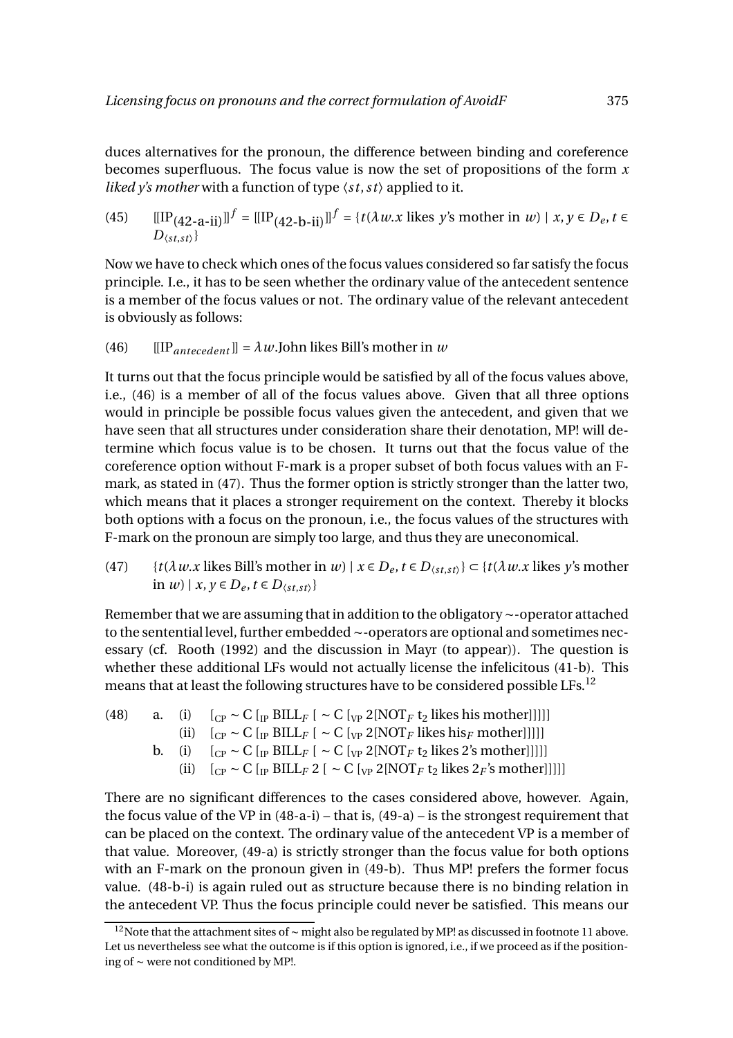duces alternatives for the pronoun, the difference between binding and coreference becomes superfluous. The focus value is now the set of propositions of the form *x liked y's mother* with a function of type $\langle st, st \rangle$ applied to it.

(45) $[\![\text{IP}_{(42\text{-a-ii})}]\!]^f = [\![\text{IP}_{(42\text{-b-ii})}]\!]^f = \{t(\lambda w.x \text{ likes } y\text{'s mother in } w) \mid x, y \in D_e, t \in D_{\langle st,st \rangle}\}$

Now we have to check which ones of the focus values considered so far satisfy the focus principle. I.e., it has to be seen whether the ordinary value of the antecedent sentence is a member of the focus values or not. The ordinary value of the relevant antecedent is obviously as follows:

(46) $[\![\text{IP}_{antecedent}]\!] = \lambda w.\text{John likes Bill's mother in } w$

It turns out that the focus principle would be satisfied by all of the focus values above, i.e., (46) is a member of all of the focus values above. Given that all three options would in principle be possible focus values given the antecedent, and given that we have seen that all structures under consideration share their denotation, MP! will determine which focus value is to be chosen. It turns out that the focus value of the coreference option without F-mark is a proper subset of both focus values with an F-mark, as stated in (47). Thus the former option is strictly stronger than the latter two, which means that it places a stronger requirement on the context. Thereby it blocks both options with a focus on the pronoun, i.e., the focus values of the structures with F-mark on the pronoun are simply too large, and thus they are uneconomical.

(47) $\{t(\lambda w.x \text{ likes Bill's mother in } w) \mid x \in D_e, t \in D_{\langle st,st \rangle}\} \subset \{t(\lambda w.x \text{ likes } y\text{'s mother in } w) \mid x, y \in D_e, t \in D_{\langle st,st \rangle}\}$

Remember that we are assuming that in addition to the obligatory ~-operator attached to the sentential level, further embedded ~-operators are optional and sometimes necessary (cf. Rooth (1992) and the discussion in Mayr (to appear)). The question is whether these additional LFs would not actually license the infelicitous (41-b). This means that at least the following structures have to be considered possible LFs.[12]

(48) a. (i) $[_{\text{CP}} \sim \text{C} [_{\text{IP}} \text{BILL}_F [\sim \text{C} [_{\text{VP}} 2[\text{NOT}_F \text{ t}_2 \text{ likes his mother}]]]]]$

(ii) $[_{\text{CP}} \sim \text{C} [_{\text{IP}} \text{BILL}_F [\sim \text{C} [_{\text{VP}} 2[\text{NOT}_F \text{ likes his}_F \text{ mother}]]]]]$

b. (i) $[_{\text{CP}} \sim \text{C} [_{\text{IP}} \text{BILL}_F [\sim \text{C} [_{\text{VP}} 2[\text{NOT}_F \text{ t}_2 \text{ likes 2's mother}]]]]]$

(ii) $[_{\text{CP}} \sim \text{C} [_{\text{IP}} \text{BILL}_F\ 2 [\sim \text{C} [_{\text{VP}} 2[\text{NOT}_F \text{ t}_2 \text{ likes } 2_F\text{'s mother}]]]]]$

There are no significant differences to the cases considered above, however. Again, the focus value of the VP in (48-a-i) – that is, (49-a) – is the strongest requirement that can be placed on the context. The ordinary value of the antecedent VP is a member of that value. Moreover, (49-a) is strictly stronger than the focus value for both options with an F-mark on the pronoun given in (49-b). Thus MP! prefers the former focus value. (48-b-i) is again ruled out as structure because there is no binding relation in the antecedent VP. Thus the focus principle could never be satisfied. This means our

[12] Note that the attachment sites of ~ might also be regulated by MP! as discussed in footnote 11 above. Let us nevertheless see what the outcome is if this option is ignored, i.e., if we proceed as if the positioning of ~ were not conditioned by MP!.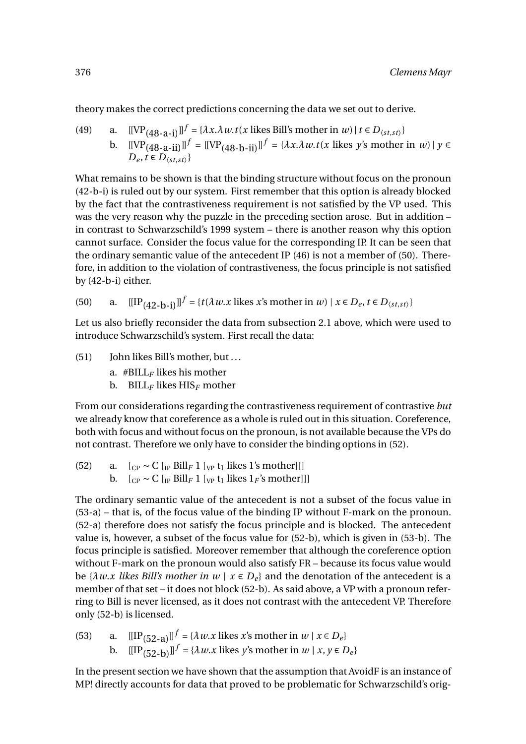theory makes the correct predictions concerning the data we set out to derive.

(49) a. $[\![\text{VP}_{(48\text{-a-i})}]\!]^f = \{\lambda x.\lambda w.t(x \text{ likes Bill's mother in } w) \mid t \in D_{\langle st,st\rangle}\}$

b. $[\![\text{VP}_{(48\text{-a-ii})}]\!]^f = [\![\text{VP}_{(48\text{-b-ii})}]\!]^f = \{\lambda x.\lambda w.t(x \text{ likes } y\text{'s mother in } w) \mid y \in D_e, t \in D_{\langle st,st\rangle}\}$

What remains to be shown is that the binding structure without focus on the pronoun (42-b-i) is ruled out by our system. First remember that this option is already blocked by the fact that the contrastiveness requirement is not satisfied by the VP used. This was the very reason why the puzzle in the preceding section arose. But in addition – in contrast to Schwarzschild's 1999 system – there is another reason why this option cannot surface. Consider the focus value for the corresponding IP. It can be seen that the ordinary semantic value of the antecedent IP (46) is not a member of (50). Therefore, in addition to the violation of contrastiveness, the focus principle is not satisfied by (42-b-i) either.

(50) a. $[\![\text{IP}_{(42\text{-b-i})}]\!]^f = \{t(\lambda w.x \text{ likes } x\text{'s mother in } w) \mid x \in D_e, t \in D_{\langle st,st\rangle}\}$

Let us also briefly reconsider the data from subsection 2.1 above, which were used to introduce Schwarzschild's system. First recall the data:

(51) John likes Bill's mother, but ...

a. #BILL$_F$ likes his mother

b. BILL$_F$ likes HIS$_F$ mother

From our considerations regarding the contrastiveness requirement of contrastive *but* we already know that coreference as a whole is ruled out in this situation. Coreference, both with focus and without focus on the pronoun, is not available because the VPs do not contrast. Therefore we only have to consider the binding options in (52).

(52) a. $[_{\text{CP}} \sim \text{C} [_{\text{IP}} \text{Bill}_F\ 1\ [_{\text{VP}}\ \text{t}_1 \text{ likes 1's mother}]]]$

b. $[_{\text{CP}} \sim \text{C} [_{\text{IP}} \text{Bill}_F\ 1\ [_{\text{VP}}\ \text{t}_1 \text{ likes } 1_F\text{'s mother}]]]$

The ordinary semantic value of the antecedent is not a subset of the focus value in (53-a) – that is, of the focus value of the binding IP without F-mark on the pronoun. (52-a) therefore does not satisfy the focus principle and is blocked. The antecedent value is, however, a subset of the focus value for (52-b), which is given in (53-b). The focus principle is satisfied. Moreover remember that although the coreference option without F-mark on the pronoun would also satisfy FR – because its focus value would be $\{\lambda w.x$ *likes Bill's mother in* $w \mid x \in D_e\}$ and the denotation of the antecedent is a member of that set – it does not block (52-b). As said above, a VP with a pronoun referring to Bill is never licensed, as it does not contrast with the antecedent VP. Therefore only (52-b) is licensed.

(53) a. $[\![\text{IP}_{(52\text{-a})}]\!]^f = \{\lambda w.x \text{ likes } x\text{'s mother in } w \mid x \in D_e\}$

b. $[\![\text{IP}_{(52\text{-b})}]\!]^f = \{\lambda w.x \text{ likes } y\text{'s mother in } w \mid x, y \in D_e\}$

In the present section we have shown that the assumption that AvoidF is an instance of MP! directly accounts for data that proved to be problematic for Schwarzschild's orig-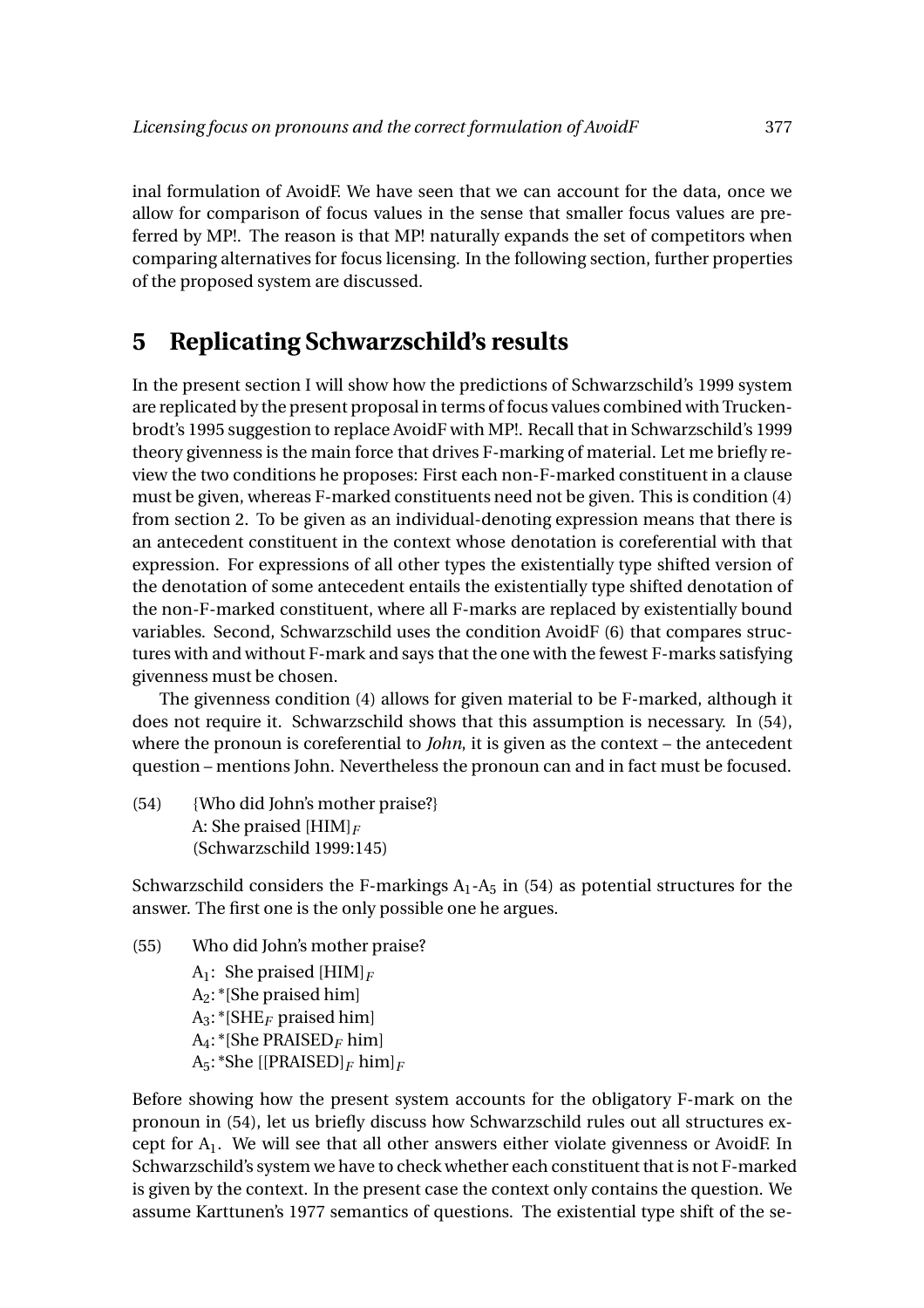inal formulation of AvoidF. We have seen that we can account for the data, once we allow for comparison of focus values in the sense that smaller focus values are preferred by MP!. The reason is that MP! naturally expands the set of competitors when comparing alternatives for focus licensing. In the following section, further properties of the proposed system are discussed.

## 5 Replicating Schwarzschild's results

In the present section I will show how the predictions of Schwarzschild's 1999 system are replicated by the present proposal in terms of focus values combined with Truckenbrodt's 1995 suggestion to replace AvoidF with MP!. Recall that in Schwarzschild's 1999 theory givenness is the main force that drives F-marking of material. Let me briefly review the two conditions he proposes: First each non-F-marked constituent in a clause must be given, whereas F-marked constituents need not be given. This is condition (4) from section 2. To be given as an individual-denoting expression means that there is an antecedent constituent in the context whose denotation is coreferential with that expression. For expressions of all other types the existentially type shifted version of the denotation of some antecedent entails the existentially type shifted denotation of the non-F-marked constituent, where all F-marks are replaced by existentially bound variables. Second, Schwarzschild uses the condition AvoidF (6) that compares structures with and without F-mark and says that the one with the fewest F-marks satisfying givenness must be chosen.

The givenness condition (4) allows for given material to be F-marked, although it does not require it. Schwarzschild shows that this assumption is necessary. In (54), where the pronoun is coreferential to *John*, it is given as the context – the antecedent question – mentions John. Nevertheless the pronoun can and in fact must be focused.

(54) {Who did John's mother praise?}
A: She praised $[\text{HIM}]_F$
(Schwarzschild 1999:145)

Schwarzschild considers the F-markings $A_1$-$A_5$ in (54) as potential structures for the answer. The first one is the only possible one he argues.

(55) Who did John's mother praise?
$A_1$: She praised $[\text{HIM}]_F$
$A_2$: *[She praised him]
$A_3$: *[$\text{SHE}_F$ praised him]
$A_4$: *[She $\text{PRAISED}_F$ him]
$A_5$: *She $[[\text{PRAISED}]_F \text{ him}]_F$

Before showing how the present system accounts for the obligatory F-mark on the pronoun in (54), let us briefly discuss how Schwarzschild rules out all structures except for $A_1$. We will see that all other answers either violate givenness or AvoidF. In Schwarzschild's system we have to check whether each constituent that is not F-marked is given by the context. In the present case the context only contains the question. We assume Karttunen's 1977 semantics of questions. The existential type shift of the se-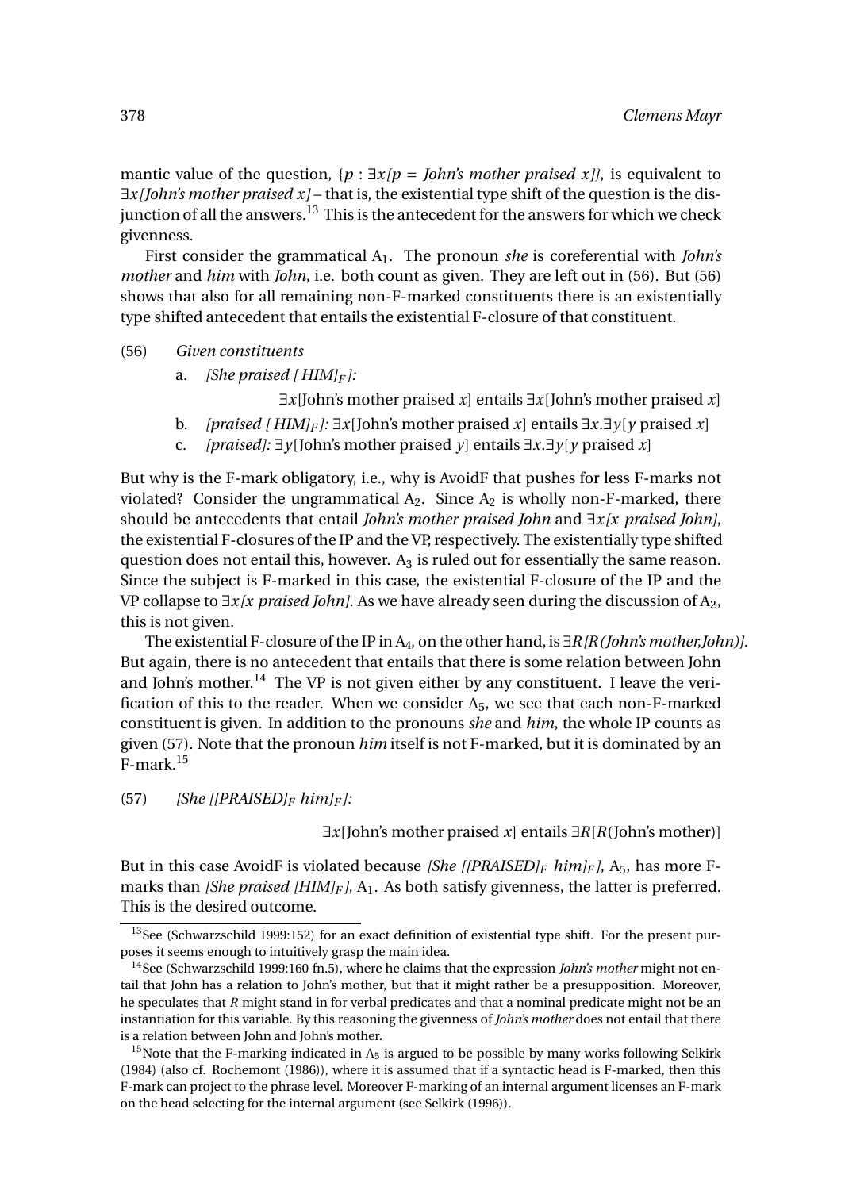mantic value of the question, {*p* : ∃*x[p = John's mother praised x]*}, is equivalent to ∃*x[John's mother praised x]* – that is, the existential type shift of the question is the disjunction of all the answers.[13] This is the antecedent for the answers for which we check givenness.

First consider the grammatical $A_1$. The pronoun *she* is coreferential with *John's mother* and *him* with *John*, i.e. both count as given. They are left out in (56). But (56) shows that also for all remaining non-F-marked constituents there is an existentially type shifted antecedent that entails the existential F-closure of that constituent.

(56) *Given constituents*

a. *[She praised [ HIM]$_F$]:*

∃*x*[John's mother praised *x*] entails ∃*x*[John's mother praised *x*]

b. *[praised [ HIM]$_F$]:* ∃*x*[John's mother praised *x*] entails ∃*x*.∃*y*[*y* praised *x*]

c. *[praised]:* ∃*y*[John's mother praised *y*] entails ∃*x*.∃*y*[*y* praised *x*]

But why is the F-mark obligatory, i.e., why is AvoidF that pushes for less F-marks not violated? Consider the ungrammatical $A_2$. Since $A_2$ is wholly non-F-marked, there should be antecedents that entail *John's mother praised John* and ∃*x[x praised John]*, the existential F-closures of the IP and the VP, respectively. The existentially type shifted question does not entail this, however. $A_3$ is ruled out for essentially the same reason. Since the subject is F-marked in this case, the existential F-closure of the IP and the VP collapse to ∃*x[x praised John]*. As we have already seen during the discussion of $A_2$, this is not given.

The existential F-closure of the IP in $A_4$, on the other hand, is ∃*R[R(John's mother,John)]*. But again, there is no antecedent that entails that there is some relation between John and John's mother.[14] The VP is not given either by any constituent. I leave the verification of this to the reader. When we consider $A_5$, we see that each non-F-marked constituent is given. In addition to the pronouns *she* and *him*, the whole IP counts as given (57). Note that the pronoun *him* itself is not F-marked, but it is dominated by an F-mark.[15]

(57) *[She [[PRAISED]$_F$ him]$_F$]:*

∃*x*[John's mother praised *x*] entails ∃*R*[*R*(John's mother)]

But in this case AvoidF is violated because *[She [[PRAISED]$_F$ him]$_F$]*, $A_5$, has more F-marks than *[She praised [HIM]$_F$]*, $A_1$. As both satisfy givenness, the latter is preferred. This is the desired outcome.

---

[13] See (Schwarzschild 1999:152) for an exact definition of existential type shift. For the present purposes it seems enough to intuitively grasp the main idea.

[14] See (Schwarzschild 1999:160 fn.5), where he claims that the expression *John's mother* might not entail that John has a relation to John's mother, but that it might rather be a presupposition. Moreover, he speculates that *R* might stand in for verbal predicates and that a nominal predicate might not be an instantiation for this variable. By this reasoning the givenness of *John's mother* does not entail that there is a relation between John and John's mother.

[15] Note that the F-marking indicated in $A_5$ is argued to be possible by many works following Selkirk (1984) (also cf. Rochemont (1986)), where it is assumed that if a syntactic head is F-marked, then this F-mark can project to the phrase level. Moreover F-marking of an internal argument licenses an F-mark on the head selecting for the internal argument (see Selkirk (1996)).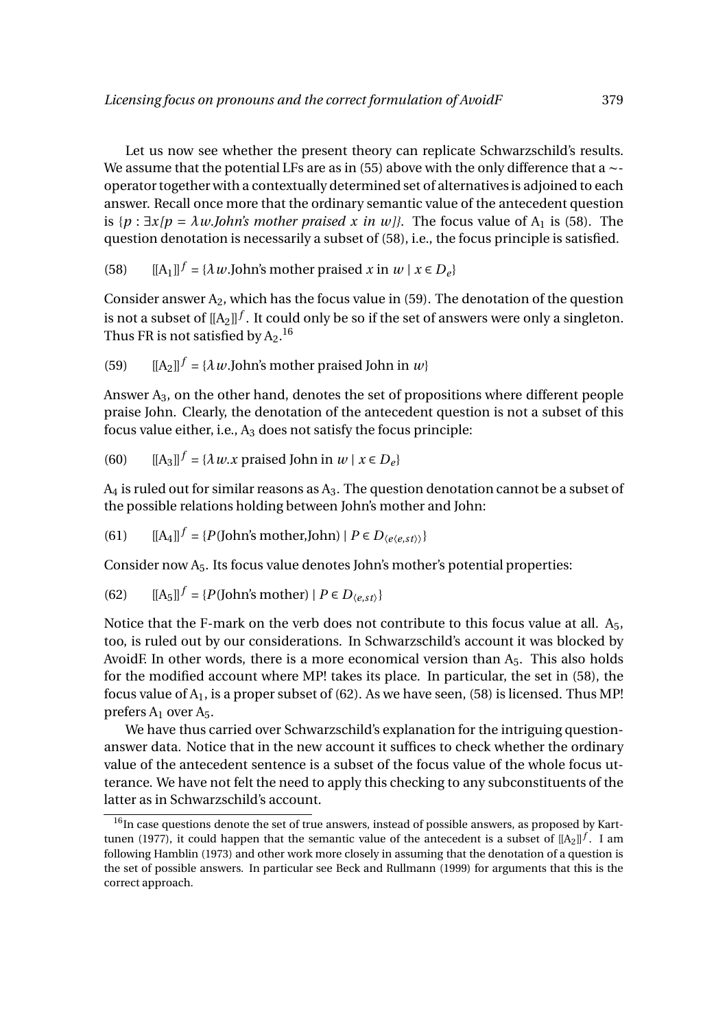Let us now see whether the present theory can replicate Schwarzschild's results. We assume that the potential LFs are as in (55) above with the only difference that a ~-operator together with a contextually determined set of alternatives is adjoined to each answer. Recall once more that the ordinary semantic value of the antecedent question is $\{p : \exists x[p = \lambda w.\textit{John's mother praised } x \textit{ in } w]\}$. The focus value of $A_1$ is (58). The question denotation is necessarily a subset of (58), i.e., the focus principle is satisfied.

(58) $[\![A_1]\!]^f = \{\lambda w.\text{John's mother praised } x \text{ in } w \mid x \in D_e\}$

Consider answer $A_2$, which has the focus value in (59). The denotation of the question is not a subset of $[\![A_2]\!]^f$. It could only be so if the set of answers were only a singleton. Thus FR is not satisfied by $A_2$.[16]

(59) $[\![A_2]\!]^f = \{\lambda w.\text{John's mother praised John in } w\}$

Answer $A_3$, on the other hand, denotes the set of propositions where different people praise John. Clearly, the denotation of the antecedent question is not a subset of this focus value either, i.e., $A_3$ does not satisfy the focus principle:

(60) $[\![A_3]\!]^f = \{\lambda w.x \text{ praised John in } w \mid x \in D_e\}$

$A_4$ is ruled out for similar reasons as $A_3$. The question denotation cannot be a subset of the possible relations holding between John's mother and John:

(61) $[\![A_4]\!]^f = \{P(\text{John's mother,John}) \mid P \in D_{\langle e\langle e,st\rangle\rangle}\}$

Consider now $A_5$. Its focus value denotes John's mother's potential properties:

(62) $[\![A_5]\!]^f = \{P(\text{John's mother}) \mid P \in D_{\langle e,st\rangle}\}$

Notice that the F-mark on the verb does not contribute to this focus value at all. $A_5$, too, is ruled out by our considerations. In Schwarzschild's account it was blocked by AvoidF. In other words, there is a more economical version than $A_5$. This also holds for the modified account where MP! takes its place. In particular, the set in (58), the focus value of $A_1$, is a proper subset of (62). As we have seen, (58) is licensed. Thus MP! prefers $A_1$ over $A_5$.

We have thus carried over Schwarzschild's explanation for the intriguing question-answer data. Notice that in the new account it suffices to check whether the ordinary value of the antecedent sentence is a subset of the focus value of the whole focus utterance. We have not felt the need to apply this checking to any subconstituents of the latter as in Schwarzschild's account.

[16]In case questions denote the set of true answers, instead of possible answers, as proposed by Karttunen (1977), it could happen that the semantic value of the antecedent is a subset of $[\![A_2]\!]^f$. I am following Hamblin (1973) and other work more closely in assuming that the denotation of a question is the set of possible answers. In particular see Beck and Rullmann (1999) for arguments that this is the correct approach.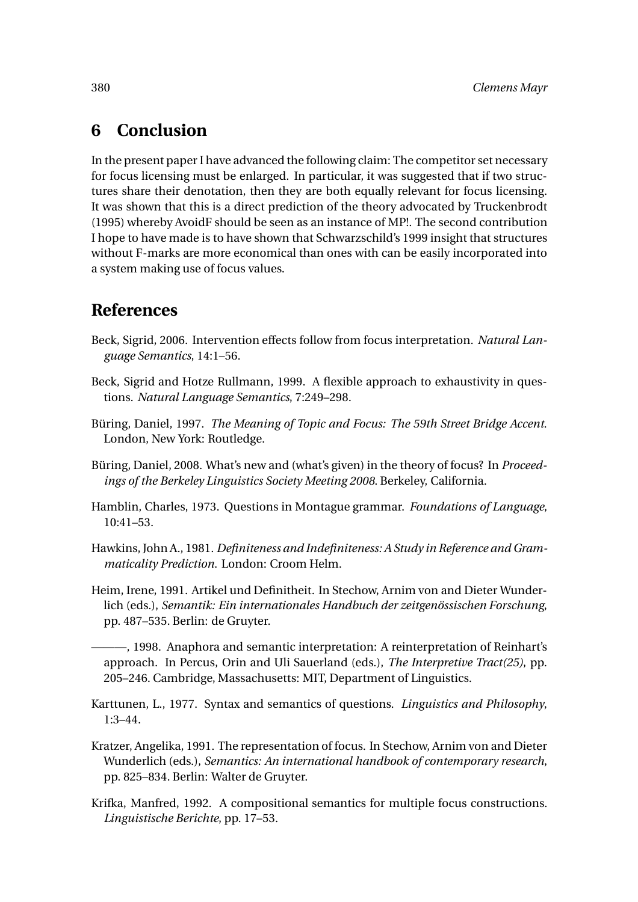## 6 Conclusion

In the present paper I have advanced the following claim: The competitor set necessary for focus licensing must be enlarged. In particular, it was suggested that if two structures share their denotation, then they are both equally relevant for focus licensing. It was shown that this is a direct prediction of the theory advocated by Truckenbrodt (1995) whereby AvoidF should be seen as an instance of MP!. The second contribution I hope to have made is to have shown that Schwarzschild's 1999 insight that structures without F-marks are more economical than ones with can be easily incorporated into a system making use of focus values.

## References

Beck, Sigrid, 2006. Intervention effects follow from focus interpretation. *Natural Language Semantics*, 14:1–56.

Beck, Sigrid and Hotze Rullmann, 1999. A flexible approach to exhaustivity in questions. *Natural Language Semantics*, 7:249–298.

Büring, Daniel, 1997. *The Meaning of Topic and Focus: The 59th Street Bridge Accent*. London, New York: Routledge.

Büring, Daniel, 2008. What's new and (what's given) in the theory of focus? In *Proceedings of the Berkeley Linguistics Society Meeting 2008*. Berkeley, California.

Hamblin, Charles, 1973. Questions in Montague grammar. *Foundations of Language*, 10:41–53.

Hawkins, John A., 1981. *Definiteness and Indefiniteness: A Study in Reference and Grammaticality Prediction*. London: Croom Helm.

Heim, Irene, 1991. Artikel und Definitheit. In Stechow, Arnim von and Dieter Wunderlich (eds.), *Semantik: Ein internationales Handbuch der zeitgenössischen Forschung*, pp. 487–535. Berlin: de Gruyter.

———, 1998. Anaphora and semantic interpretation: A reinterpretation of Reinhart's approach. In Percus, Orin and Uli Sauerland (eds.), *The Interpretive Tract(25)*, pp. 205–246. Cambridge, Massachusetts: MIT, Department of Linguistics.

Karttunen, L., 1977. Syntax and semantics of questions. *Linguistics and Philosophy*, 1:3–44.

Kratzer, Angelika, 1991. The representation of focus. In Stechow, Arnim von and Dieter Wunderlich (eds.), *Semantics: An international handbook of contemporary research*, pp. 825–834. Berlin: Walter de Gruyter.

Krifka, Manfred, 1992. A compositional semantics for multiple focus constructions. *Linguistische Berichte*, pp. 17–53.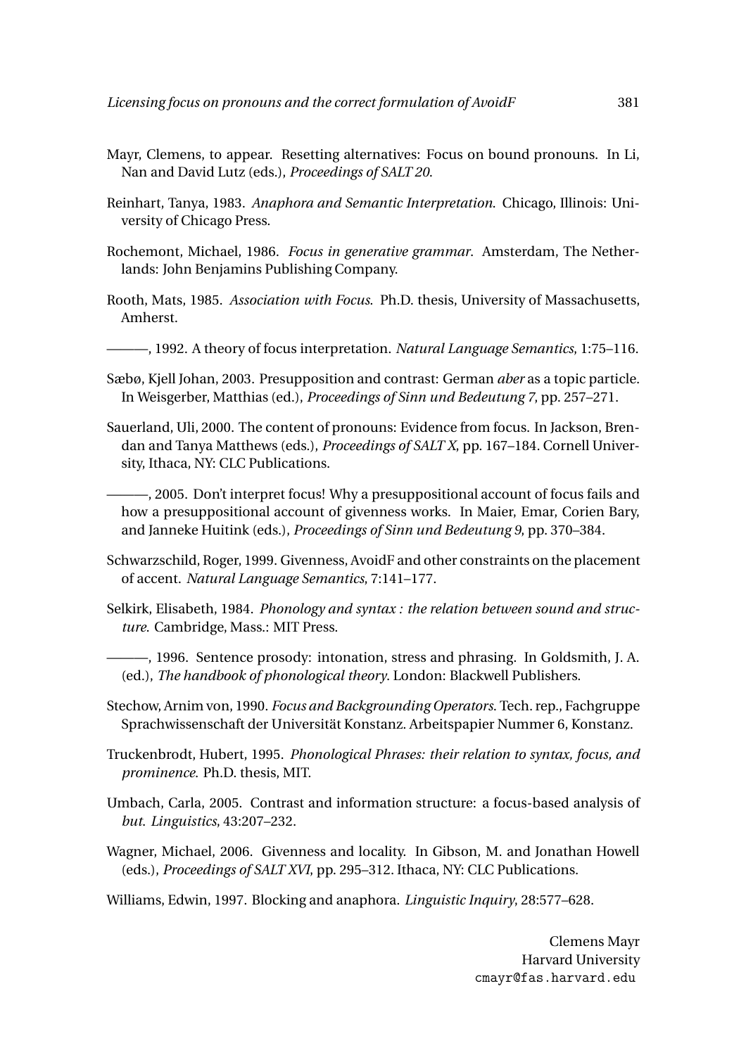Mayr, Clemens, to appear. Resetting alternatives: Focus on bound pronouns. In Li, Nan and David Lutz (eds.), *Proceedings of SALT 20*.

Reinhart, Tanya, 1983. *Anaphora and Semantic Interpretation*. Chicago, Illinois: University of Chicago Press.

Rochemont, Michael, 1986. *Focus in generative grammar*. Amsterdam, The Netherlands: John Benjamins Publishing Company.

Rooth, Mats, 1985. *Association with Focus*. Ph.D. thesis, University of Massachusetts, Amherst.

———, 1992. A theory of focus interpretation. *Natural Language Semantics*, 1:75–116.

Sæbø, Kjell Johan, 2003. Presupposition and contrast: German *aber* as a topic particle. In Weisgerber, Matthias (ed.), *Proceedings of Sinn und Bedeutung 7*, pp. 257–271.

Sauerland, Uli, 2000. The content of pronouns: Evidence from focus. In Jackson, Brendan and Tanya Matthews (eds.), *Proceedings of SALT X*, pp. 167–184. Cornell University, Ithaca, NY: CLC Publications.

———, 2005. Don't interpret focus! Why a presuppositional account of focus fails and how a presuppositional account of givenness works. In Maier, Emar, Corien Bary, and Janneke Huitink (eds.), *Proceedings of Sinn und Bedeutung 9*, pp. 370–384.

Schwarzschild, Roger, 1999. Givenness, AvoidF and other constraints on the placement of accent. *Natural Language Semantics*, 7:141–177.

Selkirk, Elisabeth, 1984. *Phonology and syntax : the relation between sound and structure*. Cambridge, Mass.: MIT Press.

———, 1996. Sentence prosody: intonation, stress and phrasing. In Goldsmith, J. A. (ed.), *The handbook of phonological theory*. London: Blackwell Publishers.

Stechow, Arnim von, 1990. *Focus and Backgrounding Operators*. Tech. rep., Fachgruppe Sprachwissenschaft der Universität Konstanz. Arbeitspapier Nummer 6, Konstanz.

Truckenbrodt, Hubert, 1995. *Phonological Phrases: their relation to syntax, focus, and prominence*. Ph.D. thesis, MIT.

Umbach, Carla, 2005. Contrast and information structure: a focus-based analysis of *but*. *Linguistics*, 43:207–232.

Wagner, Michael, 2006. Givenness and locality. In Gibson, M. and Jonathan Howell (eds.), *Proceedings of SALT XVI*, pp. 295–312. Ithaca, NY: CLC Publications.

Williams, Edwin, 1997. Blocking and anaphora. *Linguistic Inquiry*, 28:577–628.

Clemens Mayr
Harvard University
`cmayr@fas.harvard.edu`